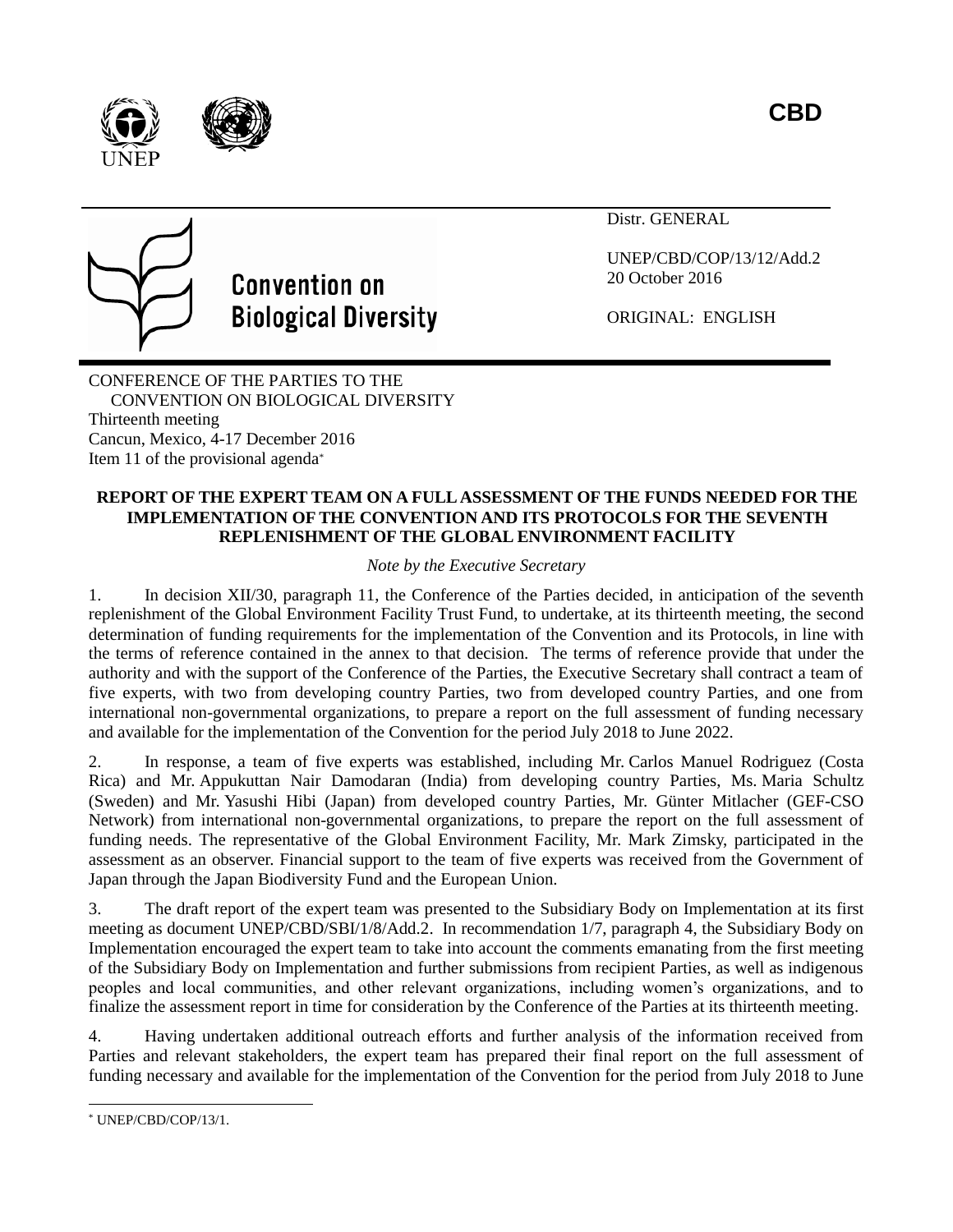CBD

Distr. GENERAL

UNEP/CBD/COP/13/12/Add.2
20 October 2016

ORIGINAL: ENGLISH

Convention on Biological Diversity

CONFERENCE OF THE PARTIES TO THE CONVENTION ON BIOLOGICAL DIVERSITY
Thirteenth meeting
Cancun, Mexico, 4-17 December 2016
Item 11 of the provisional agenda[*]

# REPORT OF THE EXPERT TEAM ON A FULL ASSESSMENT OF THE FUNDS NEEDED FOR THE IMPLEMENTATION OF THE CONVENTION AND ITS PROTOCOLS FOR THE SEVENTH REPLENISHMENT OF THE GLOBAL ENVIRONMENT FACILITY

*Note by the Executive Secretary*

1. In decision XII/30, paragraph 11, the Conference of the Parties decided, in anticipation of the seventh replenishment of the Global Environment Facility Trust Fund, to undertake, at its thirteenth meeting, the second determination of funding requirements for the implementation of the Convention and its Protocols, in line with the terms of reference contained in the annex to that decision. The terms of reference provide that under the authority and with the support of the Conference of the Parties, the Executive Secretary shall contract a team of five experts, with two from developing country Parties, two from developed country Parties, and one from international non-governmental organizations, to prepare a report on the full assessment of funding necessary and available for the implementation of the Convention for the period July 2018 to June 2022.

2. In response, a team of five experts was established, including Mr. Carlos Manuel Rodriguez (Costa Rica) and Mr. Appukuttan Nair Damodaran (India) from developing country Parties, Ms. Maria Schultz (Sweden) and Mr. Yasushi Hibi (Japan) from developed country Parties, Mr. Günter Mitlacher (GEF-CSO Network) from international non-governmental organizations, to prepare the report on the full assessment of funding needs. The representative of the Global Environment Facility, Mr. Mark Zimsky, participated in the assessment as an observer. Financial support to the team of five experts was received from the Government of Japan through the Japan Biodiversity Fund and the European Union.

3. The draft report of the expert team was presented to the Subsidiary Body on Implementation at its first meeting as document UNEP/CBD/SBI/1/8/Add.2. In recommendation 1/7, paragraph 4, the Subsidiary Body on Implementation encouraged the expert team to take into account the comments emanating from the first meeting of the Subsidiary Body on Implementation and further submissions from recipient Parties, as well as indigenous peoples and local communities, and other relevant organizations, including women's organizations, and to finalize the assessment report in time for consideration by the Conference of the Parties at its thirteenth meeting.

4. Having undertaken additional outreach efforts and further analysis of the information received from Parties and relevant stakeholders, the expert team has prepared their final report on the full assessment of funding necessary and available for the implementation of the Convention for the period from July 2018 to June

[*] UNEP/CBD/COP/13/1.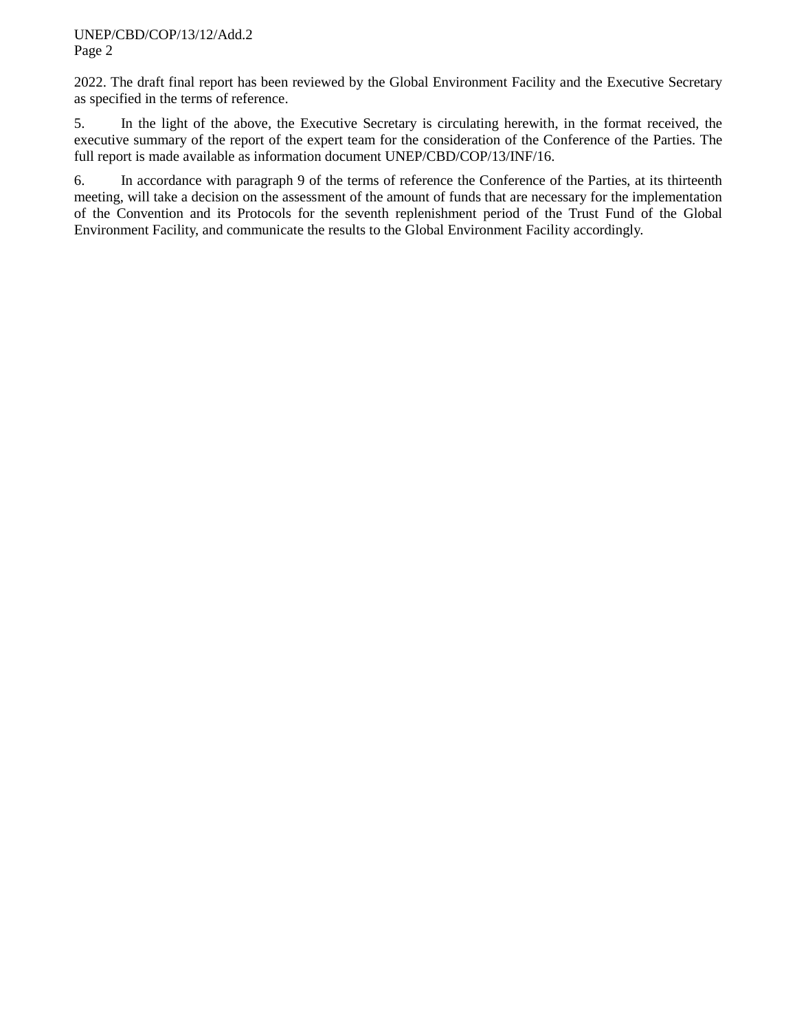2022. The draft final report has been reviewed by the Global Environment Facility and the Executive Secretary as specified in the terms of reference.

5. In the light of the above, the Executive Secretary is circulating herewith, in the format received, the executive summary of the report of the expert team for the consideration of the Conference of the Parties. The full report is made available as information document UNEP/CBD/COP/13/INF/16.

6. In accordance with paragraph 9 of the terms of reference the Conference of the Parties, at its thirteenth meeting, will take a decision on the assessment of the amount of funds that are necessary for the implementation of the Convention and its Protocols for the seventh replenishment period of the Trust Fund of the Global Environment Facility, and communicate the results to the Global Environment Facility accordingly.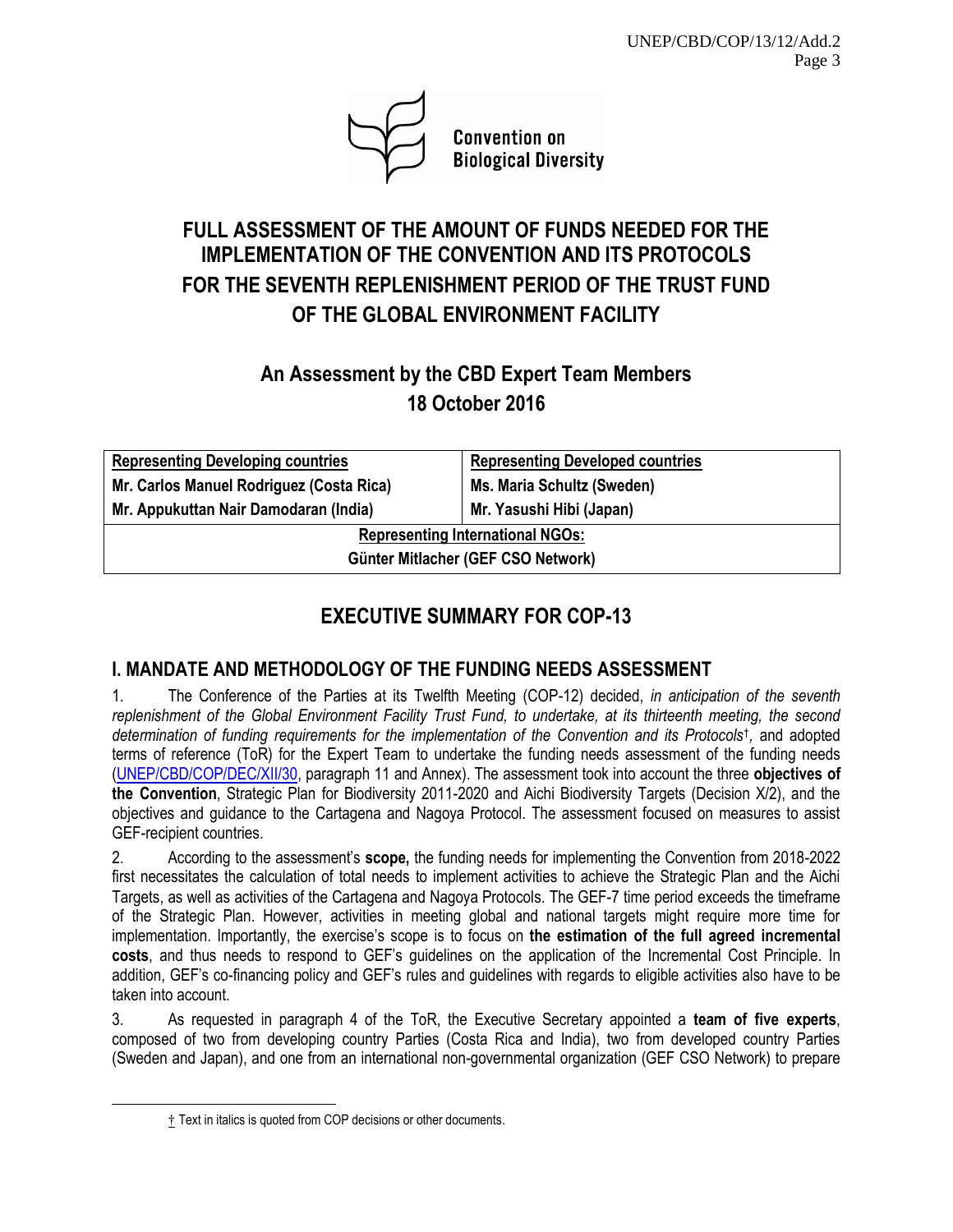Convention on Biological Diversity

# FULL ASSESSMENT OF THE AMOUNT OF FUNDS NEEDED FOR THE IMPLEMENTATION OF THE CONVENTION AND ITS PROTOCOLS FOR THE SEVENTH REPLENISHMENT PERIOD OF THE TRUST FUND OF THE GLOBAL ENVIRONMENT FACILITY

## An Assessment by the CBD Expert Team Members
## 18 October 2016

| Representing Developing countries | Representing Developed countries |
|---|---|
| Mr. Carlos Manuel Rodriguez (Costa Rica) | Ms. Maria Schultz (Sweden) |
| Mr. Appukuttan Nair Damodaran (India) | Mr. Yasushi Hibi (Japan) |
| **Representing International NGOs:** | |
| Günter Mitlacher (GEF CSO Network) | |

## EXECUTIVE SUMMARY FOR COP-13

### I. MANDATE AND METHODOLOGY OF THE FUNDING NEEDS ASSESSMENT

1. The Conference of the Parties at its Twelfth Meeting (COP-12) decided, *in anticipation of the seventh replenishment of the Global Environment Facility Trust Fund, to undertake, at its thirteenth meeting, the second determination of funding requirements for the implementation of the Convention and its Protocols*†, and adopted terms of reference (ToR) for the Expert Team to undertake the funding needs assessment of the funding needs (UNEP/CBD/COP/DEC/XII/30, paragraph 11 and Annex). The assessment took into account the three **objectives of the Convention**, Strategic Plan for Biodiversity 2011-2020 and Aichi Biodiversity Targets (Decision X/2), and the objectives and guidance to the Cartagena and Nagoya Protocol. The assessment focused on measures to assist GEF-recipient countries.

2. According to the assessment's **scope,** the funding needs for implementing the Convention from 2018-2022 first necessitates the calculation of total needs to implement activities to achieve the Strategic Plan and the Aichi Targets, as well as activities of the Cartagena and Nagoya Protocols. The GEF-7 time period exceeds the timeframe of the Strategic Plan. However, activities in meeting global and national targets might require more time for implementation. Importantly, the exercise's scope is to focus on **the estimation of the full agreed incremental costs**, and thus needs to respond to GEF's guidelines on the application of the Incremental Cost Principle. In addition, GEF's co-financing policy and GEF's rules and guidelines with regards to eligible activities also have to be taken into account.

3. As requested in paragraph 4 of the ToR, the Executive Secretary appointed a **team of five experts**, composed of two from developing country Parties (Costa Rica and India), two from developed country Parties (Sweden and Japan), and one from an international non-governmental organization (GEF CSO Network) to prepare

† Text in italics is quoted from COP decisions or other documents.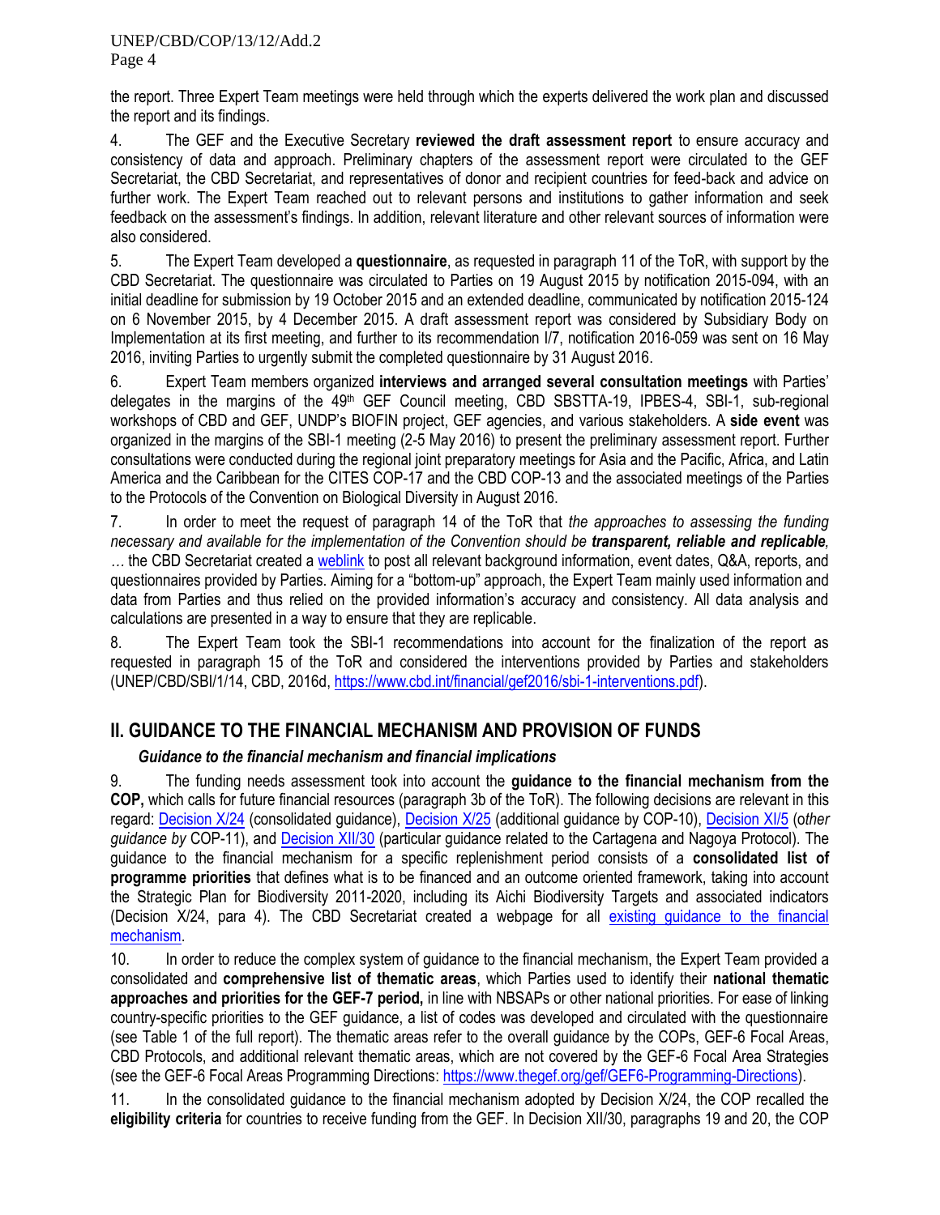the report. Three Expert Team meetings were held through which the experts delivered the work plan and discussed the report and its findings.

4. The GEF and the Executive Secretary **reviewed the draft assessment report** to ensure accuracy and consistency of data and approach. Preliminary chapters of the assessment report were circulated to the GEF Secretariat, the CBD Secretariat, and representatives of donor and recipient countries for feed-back and advice on further work. The Expert Team reached out to relevant persons and institutions to gather information and seek feedback on the assessment's findings. In addition, relevant literature and other relevant sources of information were also considered.

5. The Expert Team developed a **questionnaire**, as requested in paragraph 11 of the ToR, with support by the CBD Secretariat. The questionnaire was circulated to Parties on 19 August 2015 by notification 2015-094, with an initial deadline for submission by 19 October 2015 and an extended deadline, communicated by notification 2015-124 on 6 November 2015, by 4 December 2015. A draft assessment report was considered by Subsidiary Body on Implementation at its first meeting, and further to its recommendation I/7, notification 2016-059 was sent on 16 May 2016, inviting Parties to urgently submit the completed questionnaire by 31 August 2016.

6. Expert Team members organized **interviews and arranged several consultation meetings** with Parties' delegates in the margins of the 49th GEF Council meeting, CBD SBSTTA-19, IPBES-4, SBI-1, sub-regional workshops of CBD and GEF, UNDP's BIOFIN project, GEF agencies, and various stakeholders. A **side event** was organized in the margins of the SBI-1 meeting (2-5 May 2016) to present the preliminary assessment report. Further consultations were conducted during the regional joint preparatory meetings for Asia and the Pacific, Africa, and Latin America and the Caribbean for the CITES COP-17 and the CBD COP-13 and the associated meetings of the Parties to the Protocols of the Convention on Biological Diversity in August 2016.

7. In order to meet the request of paragraph 14 of the ToR that *the approaches to assessing the funding necessary and available for the implementation of the Convention should be **transparent, reliable and replicable**,* … the CBD Secretariat created a weblink to post all relevant background information, event dates, Q&A, reports, and questionnaires provided by Parties. Aiming for a "bottom-up" approach, the Expert Team mainly used information and data from Parties and thus relied on the provided information's accuracy and consistency. All data analysis and calculations are presented in a way to ensure that they are replicable.

8. The Expert Team took the SBI-1 recommendations into account for the finalization of the report as requested in paragraph 15 of the ToR and considered the interventions provided by Parties and stakeholders (UNEP/CBD/SBI/1/14, CBD, 2016d, https://www.cbd.int/financial/gef2016/sbi-1-interventions.pdf).

## II. GUIDANCE TO THE FINANCIAL MECHANISM AND PROVISION OF FUNDS

### *Guidance to the financial mechanism and financial implications*

9. The funding needs assessment took into account the **guidance to the financial mechanism from the COP,** which calls for future financial resources (paragraph 3b of the ToR). The following decisions are relevant in this regard: Decision X/24 (consolidated guidance), Decision X/25 (additional guidance by COP-10), Decision XI/5 (*other guidance by* COP-11), and Decision XII/30 (particular guidance related to the Cartagena and Nagoya Protocol). The guidance to the financial mechanism for a specific replenishment period consists of a **consolidated list of programme priorities** that defines what is to be financed and an outcome oriented framework, taking into account the Strategic Plan for Biodiversity 2011-2020, including its Aichi Biodiversity Targets and associated indicators (Decision X/24, para 4). The CBD Secretariat created a webpage for all existing guidance to the financial mechanism.

10. In order to reduce the complex system of guidance to the financial mechanism, the Expert Team provided a consolidated and **comprehensive list of thematic areas**, which Parties used to identify their **national thematic approaches and priorities for the GEF-7 period,** in line with NBSAPs or other national priorities. For ease of linking country-specific priorities to the GEF guidance, a list of codes was developed and circulated with the questionnaire (see Table 1 of the full report). The thematic areas refer to the overall guidance by the COPs, GEF-6 Focal Areas, CBD Protocols, and additional relevant thematic areas, which are not covered by the GEF-6 Focal Area Strategies (see the GEF-6 Focal Areas Programming Directions: https://www.thegef.org/gef/GEF6-Programming-Directions).

11. In the consolidated guidance to the financial mechanism adopted by Decision X/24, the COP recalled the **eligibility criteria** for countries to receive funding from the GEF. In Decision XII/30, paragraphs 19 and 20, the COP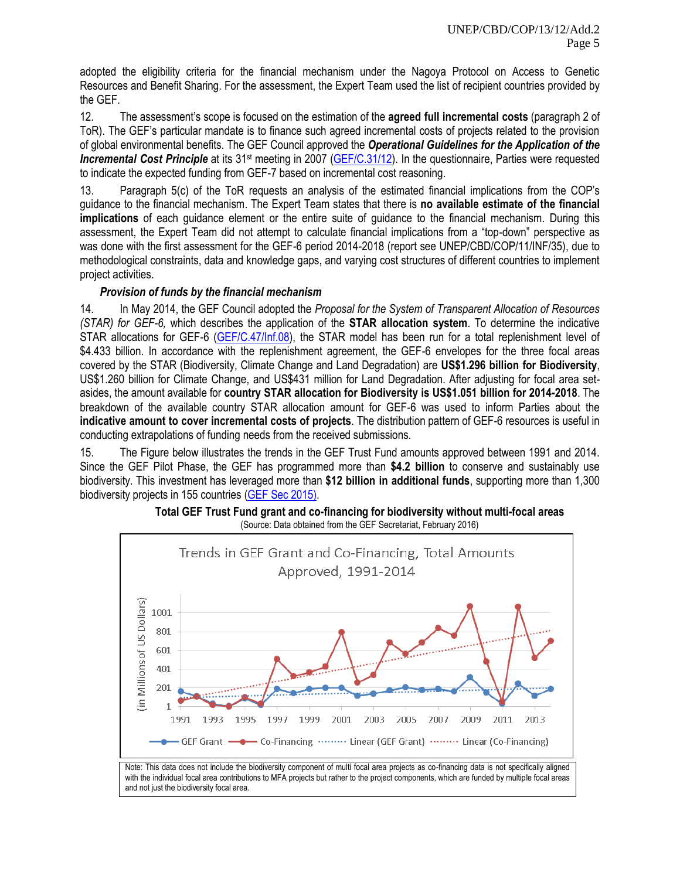adopted the eligibility criteria for the financial mechanism under the Nagoya Protocol on Access to Genetic Resources and Benefit Sharing. For the assessment, the Expert Team used the list of recipient countries provided by the GEF.

12. The assessment's scope is focused on the estimation of the **agreed full incremental costs** (paragraph 2 of ToR). The GEF's particular mandate is to finance such agreed incremental costs of projects related to the provision of global environmental benefits. The GEF Council approved the ***Operational Guidelines for the Application of the Incremental Cost Principle*** at its 31st meeting in 2007 (GEF/C.31/12). In the questionnaire, Parties were requested to indicate the expected funding from GEF-7 based on incremental cost reasoning.

13. Paragraph 5(c) of the ToR requests an analysis of the estimated financial implications from the COP's guidance to the financial mechanism. The Expert Team states that there is **no available estimate of the financial implications** of each guidance element or the entire suite of guidance to the financial mechanism. During this assessment, the Expert Team did not attempt to calculate financial implications from a "top-down" perspective as was done with the first assessment for the GEF-6 period 2014-2018 (report see UNEP/CBD/COP/11/INF/35), due to methodological constraints, data and knowledge gaps, and varying cost structures of different countries to implement project activities.

***Provision of funds by the financial mechanism***

14. In May 2014, the GEF Council adopted the *Proposal for the System of Transparent Allocation of Resources (STAR) for GEF-6,* which describes the application of the **STAR allocation system**. To determine the indicative STAR allocations for GEF-6 (GEF/C.47/Inf.08), the STAR model has been run for a total replenishment level of $4.433 billion. In accordance with the replenishment agreement, the GEF-6 envelopes for the three focal areas covered by the STAR (Biodiversity, Climate Change and Land Degradation) are **US$1.296 billion for Biodiversity**, US$1.260 billion for Climate Change, and US$431 million for Land Degradation. After adjusting for focal area set-asides, the amount available for **country STAR allocation for Biodiversity is US$1.051 billion for 2014-2018**. The breakdown of the available country STAR allocation amount for GEF-6 was used to inform Parties about the **indicative amount to cover incremental costs of projects**. The distribution pattern of GEF-6 resources is useful in conducting extrapolations of funding needs from the received submissions.

15. The Figure below illustrates the trends in the GEF Trust Fund amounts approved between 1991 and 2014. Since the GEF Pilot Phase, the GEF has programmed more than **$4.2 billion** to conserve and sustainably use biodiversity. This investment has leveraged more than **$12 billion in additional funds**, supporting more than 1,300 biodiversity projects in 155 countries (GEF Sec 2015).

**Total GEF Trust Fund grant and co-financing for biodiversity without multi-focal areas**
(Source: Data obtained from the GEF Secretariat, February 2016)

Note: This data does not include the biodiversity component of multi focal area projects as co-financing data is not specifically aligned with the individual focal area contributions to MFA projects but rather to the project components, which are funded by multiple focal areas and not just the biodiversity focal area.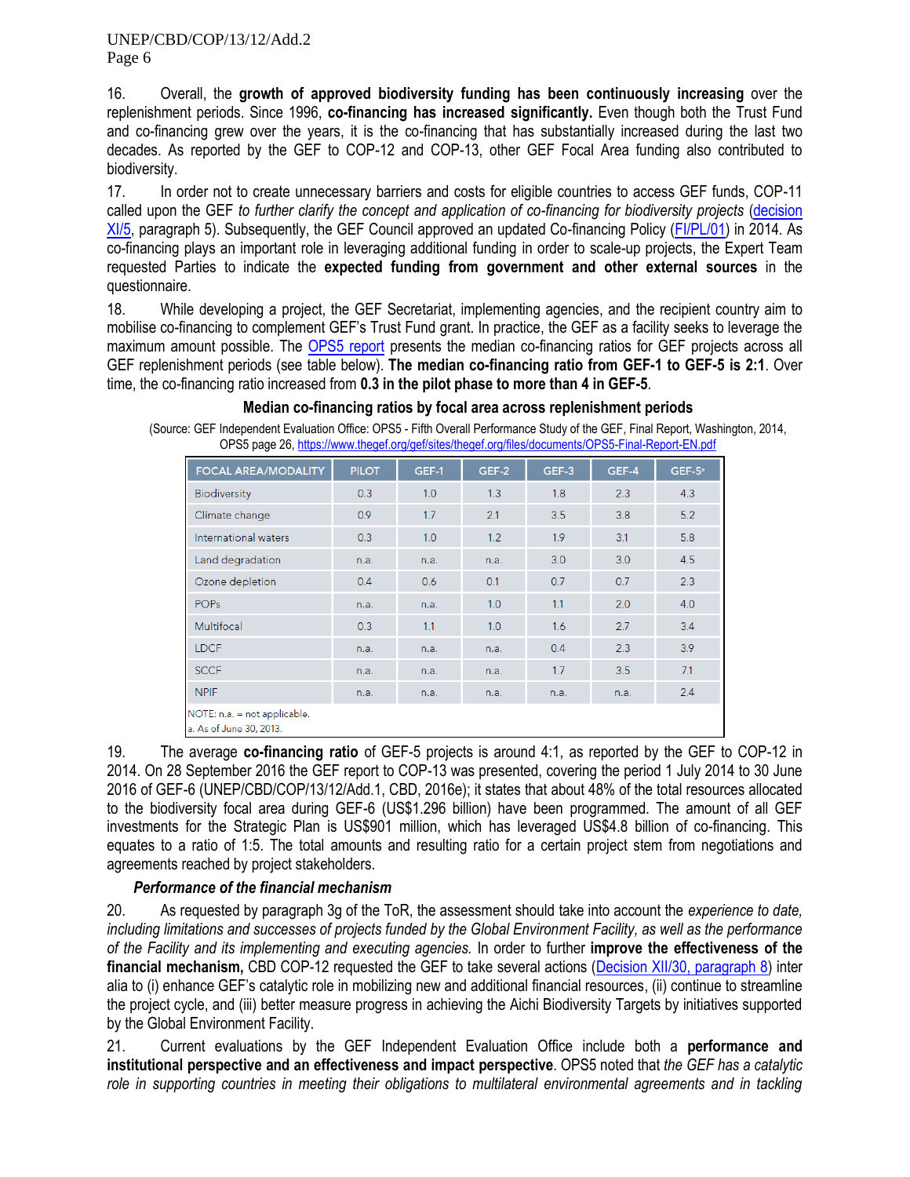16. Overall, the **growth of approved biodiversity funding has been continuously increasing** over the replenishment periods. Since 1996, **co-financing has increased significantly.** Even though both the Trust Fund and co-financing grew over the years, it is the co-financing that has substantially increased during the last two decades. As reported by the GEF to COP-12 and COP-13, other GEF Focal Area funding also contributed to biodiversity.

17. In order not to create unnecessary barriers and costs for eligible countries to access GEF funds, COP-11 called upon the GEF *to further clarify the concept and application of co-financing for biodiversity projects* (decision XI/5, paragraph 5). Subsequently, the GEF Council approved an updated Co-financing Policy (FI/PL/01) in 2014. As co-financing plays an important role in leveraging additional funding in order to scale-up projects, the Expert Team requested Parties to indicate the **expected funding from government and other external sources** in the questionnaire.

18. While developing a project, the GEF Secretariat, implementing agencies, and the recipient country aim to mobilise co-financing to complement GEF's Trust Fund grant. In practice, the GEF as a facility seeks to leverage the maximum amount possible. The OPS5 report presents the median co-financing ratios for GEF projects across all GEF replenishment periods (see table below). **The median co-financing ratio from GEF-1 to GEF-5 is 2:1**. Over time, the co-financing ratio increased from **0.3 in the pilot phase to more than 4 in GEF-5**.

**Median co-financing ratios by focal area across replenishment periods**

(Source: GEF Independent Evaluation Office: OPS5 - Fifth Overall Performance Study of the GEF, Final Report, Washington, 2014, OPS5 page 26, https://www.thegef.org/gef/sites/thegef.org/files/documents/OPS5-Final-Report-EN.pdf

| FOCAL AREA/MODALITY | PILOT | GEF-1 | GEF-2 | GEF-3 | GEF-4 | GEF-5[a] |
|---|---|---|---|---|---|---|
| Biodiversity | 0.3 | 1.0 | 1.3 | 1.8 | 2.3 | 4.3 |
| Climate change | 0.9 | 1.7 | 2.1 | 3.5 | 3.8 | 5.2 |
| International waters | 0.3 | 1.0 | 1.2 | 1.9 | 3.1 | 5.8 |
| Land degradation | n.a. | n.a. | n.a. | 3.0 | 3.0 | 4.5 |
| Ozone depletion | 0.4 | 0.6 | 0.1 | 0.7 | 0.7 | 2.3 |
| POPs | n.a. | n.a. | 1.0 | 1.1 | 2.0 | 4.0 |
| Multifocal | 0.3 | 1.1 | 1.0 | 1.6 | 2.7 | 3.4 |
| LDCF | n.a. | n.a. | n.a. | 0.4 | 2.3 | 3.9 |
| SCCF | n.a. | n.a. | n.a. | 1.7 | 3.5 | 7.1 |
| NPIF | n.a. | n.a. | n.a. | n.a. | n.a. | 2.4 |

NOTE: n.a. = not applicable.
a. As of June 30, 2013.

19. The average **co-financing ratio** of GEF-5 projects is around 4:1, as reported by the GEF to COP-12 in 2014. On 28 September 2016 the GEF report to COP-13 was presented, covering the period 1 July 2014 to 30 June 2016 of GEF-6 (UNEP/CBD/COP/13/12/Add.1, CBD, 2016e); it states that about 48% of the total resources allocated to the biodiversity focal area during GEF-6 (US$1.296 billion) have been programmed. The amount of all GEF investments for the Strategic Plan is US$901 million, which has leveraged US$4.8 billion of co-financing. This equates to a ratio of 1:5. The total amounts and resulting ratio for a certain project stem from negotiations and agreements reached by project stakeholders.

***Performance of the financial mechanism***

20. As requested by paragraph 3g of the ToR, the assessment should take into account the *experience to date, including limitations and successes of projects funded by the Global Environment Facility, as well as the performance of the Facility and its implementing and executing agencies.* In order to further **improve the effectiveness of the financial mechanism,** CBD COP-12 requested the GEF to take several actions (Decision XII/30, paragraph 8) inter alia to (i) enhance GEF's catalytic role in mobilizing new and additional financial resources, (ii) continue to streamline the project cycle, and (iii) better measure progress in achieving the Aichi Biodiversity Targets by initiatives supported by the Global Environment Facility.

21. Current evaluations by the GEF Independent Evaluation Office include both a **performance and institutional perspective and an effectiveness and impact perspective**. OPS5 noted that *the GEF has a catalytic role in supporting countries in meeting their obligations to multilateral environmental agreements and in tackling*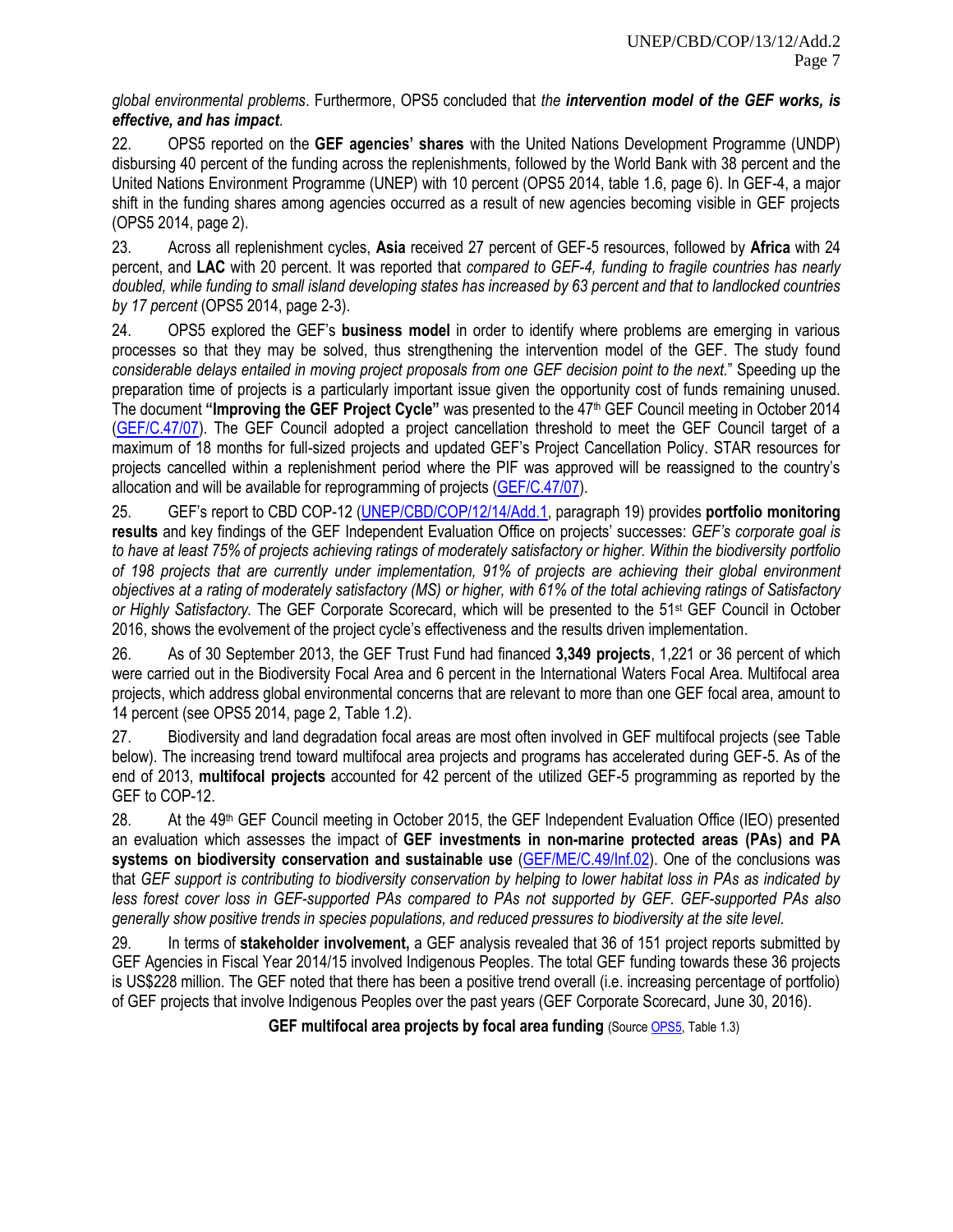*global environmental problems*. Furthermore, OPS5 concluded that *the* ***intervention model of the GEF works, is effective, and has impact***.

22. OPS5 reported on the **GEF agencies' shares** with the United Nations Development Programme (UNDP) disbursing 40 percent of the funding across the replenishments, followed by the World Bank with 38 percent and the United Nations Environment Programme (UNEP) with 10 percent (OPS5 2014, table 1.6, page 6). In GEF-4, a major shift in the funding shares among agencies occurred as a result of new agencies becoming visible in GEF projects (OPS5 2014, page 2).

23. Across all replenishment cycles, **Asia** received 27 percent of GEF-5 resources, followed by **Africa** with 24 percent, and **LAC** with 20 percent. It was reported that *compared to GEF-4, funding to fragile countries has nearly doubled, while funding to small island developing states has increased by 63 percent and that to landlocked countries by 17 percent* (OPS5 2014, page 2-3).

24. OPS5 explored the GEF's **business model** in order to identify where problems are emerging in various processes so that they may be solved, thus strengthening the intervention model of the GEF. The study found *considerable delays entailed in moving project proposals from one GEF decision point to the next.*" Speeding up the preparation time of projects is a particularly important issue given the opportunity cost of funds remaining unused. The document **"Improving the GEF Project Cycle"** was presented to the 47th GEF Council meeting in October 2014 (GEF/C.47/07). The GEF Council adopted a project cancellation threshold to meet the GEF Council target of a maximum of 18 months for full-sized projects and updated GEF's Project Cancellation Policy. STAR resources for projects cancelled within a replenishment period where the PIF was approved will be reassigned to the country's allocation and will be available for reprogramming of projects (GEF/C.47/07).

25. GEF's report to CBD COP-12 (UNEP/CBD/COP/12/14/Add.1, paragraph 19) provides **portfolio monitoring results** and key findings of the GEF Independent Evaluation Office on projects' successes: *GEF's corporate goal is to have at least 75% of projects achieving ratings of moderately satisfactory or higher. Within the biodiversity portfolio of 198 projects that are currently under implementation, 91% of projects are achieving their global environment objectives at a rating of moderately satisfactory (MS) or higher, with 61% of the total achieving ratings of Satisfactory or Highly Satisfactory.* The GEF Corporate Scorecard, which will be presented to the 51st GEF Council in October 2016, shows the evolvement of the project cycle's effectiveness and the results driven implementation.

26. As of 30 September 2013, the GEF Trust Fund had financed **3,349 projects**, 1,221 or 36 percent of which were carried out in the Biodiversity Focal Area and 6 percent in the International Waters Focal Area. Multifocal area projects, which address global environmental concerns that are relevant to more than one GEF focal area, amount to 14 percent (see OPS5 2014, page 2, Table 1.2).

27. Biodiversity and land degradation focal areas are most often involved in GEF multifocal projects (see Table below). The increasing trend toward multifocal area projects and programs has accelerated during GEF-5. As of the end of 2013, **multifocal projects** accounted for 42 percent of the utilized GEF-5 programming as reported by the GEF to COP-12.

28. At the 49th GEF Council meeting in October 2015, the GEF Independent Evaluation Office (IEO) presented an evaluation which assesses the impact of **GEF investments in non-marine protected areas (PAs) and PA systems on biodiversity conservation and sustainable use** (GEF/ME/C.49/Inf.02). One of the conclusions was that *GEF support is contributing to biodiversity conservation by helping to lower habitat loss in PAs as indicated by less forest cover loss in GEF-supported PAs compared to PAs not supported by GEF. GEF-supported PAs also generally show positive trends in species populations, and reduced pressures to biodiversity at the site level.*

29. In terms of **stakeholder involvement,** a GEF analysis revealed that 36 of 151 project reports submitted by GEF Agencies in Fiscal Year 2014/15 involved Indigenous Peoples. The total GEF funding towards these 36 projects is US$228 million. The GEF noted that there has been a positive trend overall (i.e. increasing percentage of portfolio) of GEF projects that involve Indigenous Peoples over the past years (GEF Corporate Scorecard, June 30, 2016).

**GEF multifocal area projects by focal area funding** (Source OPS5, Table 1.3)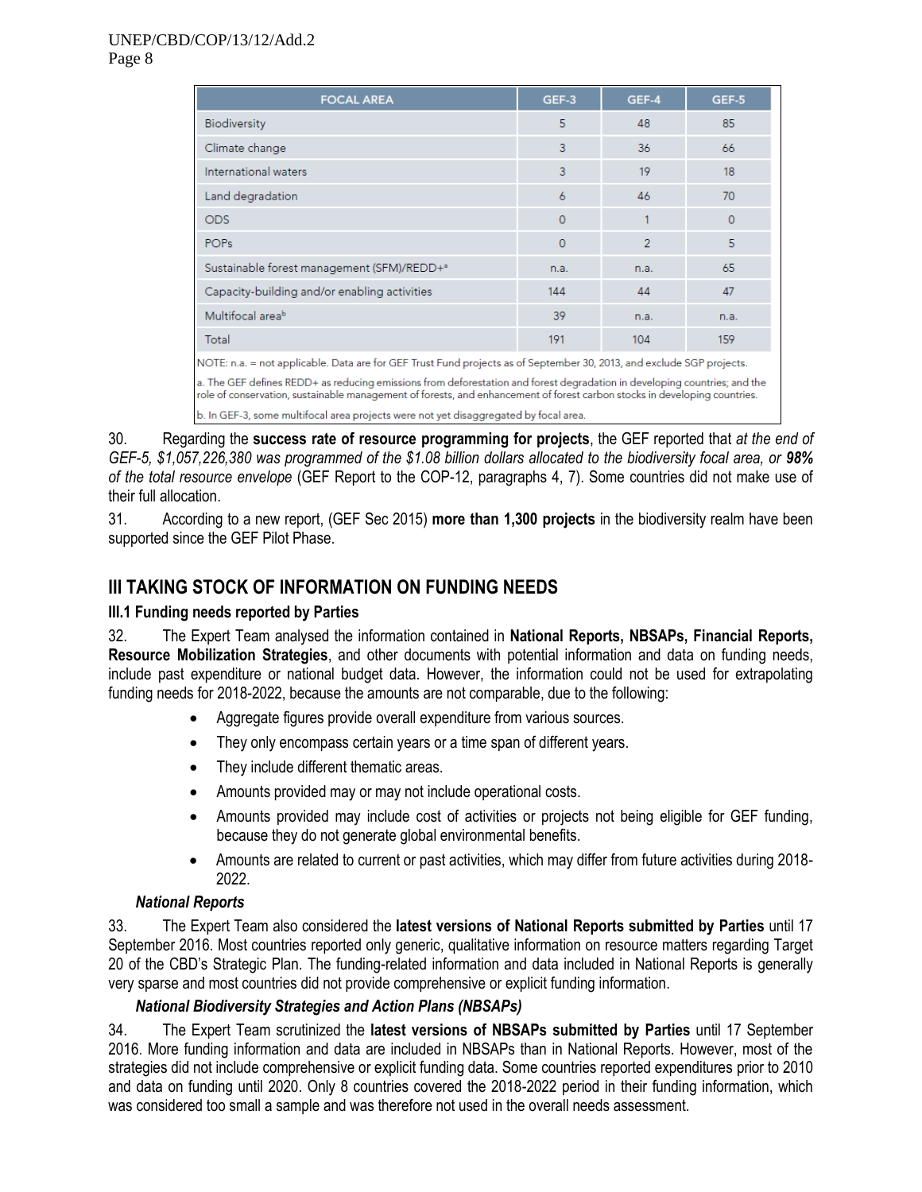| FOCAL AREA | GEF-3 | GEF-4 | GEF-5 |
|---|---|---|---|
| Biodiversity | 5 | 48 | 85 |
| Climate change | 3 | 36 | 66 |
| International waters | 3 | 19 | 18 |
| Land degradation | 6 | 46 | 70 |
| ODS | 0 | 1 | 0 |
| POPs | 0 | 2 | 5 |
| Sustainable forest management (SFM)/REDD+[a] | n.a. | n.a. | 65 |
| Capacity-building and/or enabling activities | 144 | 44 | 47 |
| Multifocal area[b] | 39 | n.a. | n.a. |
| Total | 191 | 104 | 159 |

NOTE: n.a. = not applicable. Data are for GEF Trust Fund projects as of September 30, 2013, and exclude SGP projects.

a. The GEF defines REDD+ as reducing emissions from deforestation and forest degradation in developing countries; and the role of conservation, sustainable management of forests, and enhancement of forest carbon stocks in developing countries.

b. In GEF-3, some multifocal area projects were not yet disaggregated by focal area.

30. Regarding the **success rate of resource programming for projects**, the GEF reported that *at the end of GEF-5, $1,057,226,380 was programmed of the $1.08 billion dollars allocated to the biodiversity focal area, or **98%** of the total resource envelope* (GEF Report to the COP-12, paragraphs 4, 7). Some countries did not make use of their full allocation.

31. According to a new report, (GEF Sec 2015) **more than 1,300 projects** in the biodiversity realm have been supported since the GEF Pilot Phase.

## III TAKING STOCK OF INFORMATION ON FUNDING NEEDS

### III.1 Funding needs reported by Parties

32. The Expert Team analysed the information contained in **National Reports, NBSAPs, Financial Reports, Resource Mobilization Strategies**, and other documents with potential information and data on funding needs, include past expenditure or national budget data. However, the information could not be used for extrapolating funding needs for 2018-2022, because the amounts are not comparable, due to the following:

- Aggregate figures provide overall expenditure from various sources.
- They only encompass certain years or a time span of different years.
- They include different thematic areas.
- Amounts provided may or may not include operational costs.
- Amounts provided may include cost of activities or projects not being eligible for GEF funding, because they do not generate global environmental benefits.
- Amounts are related to current or past activities, which may differ from future activities during 2018-2022.

#### *National Reports*

33. The Expert Team also considered the **latest versions of National Reports submitted by Parties** until 17 September 2016. Most countries reported only generic, qualitative information on resource matters regarding Target 20 of the CBD's Strategic Plan. The funding-related information and data included in National Reports is generally very sparse and most countries did not provide comprehensive or explicit funding information.

#### *National Biodiversity Strategies and Action Plans (NBSAPs)*

34. The Expert Team scrutinized the **latest versions of NBSAPs submitted by Parties** until 17 September 2016. More funding information and data are included in NBSAPs than in National Reports. However, most of the strategies did not include comprehensive or explicit funding data. Some countries reported expenditures prior to 2010 and data on funding until 2020. Only 8 countries covered the 2018-2022 period in their funding information, which was considered too small a sample and was therefore not used in the overall needs assessment.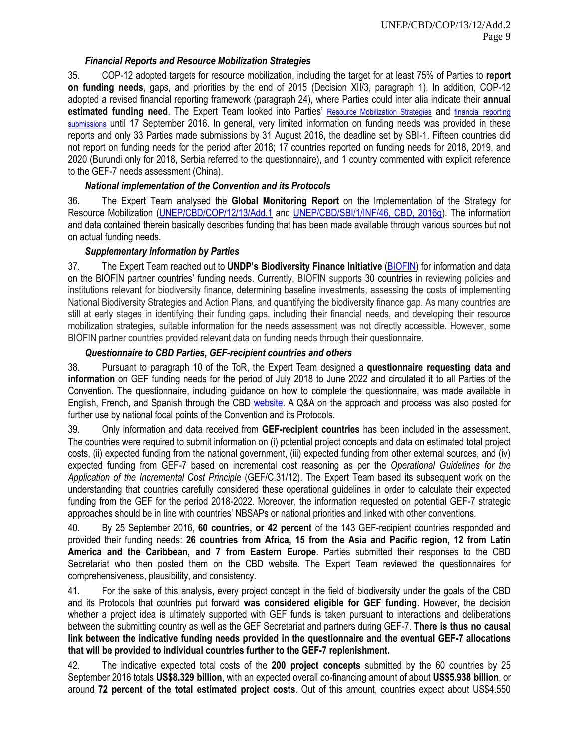### *Financial Reports and Resource Mobilization Strategies*

35. COP-12 adopted targets for resource mobilization, including the target for at least 75% of Parties to **report on funding needs**, gaps, and priorities by the end of 2015 (Decision XII/3, paragraph 1). In addition, COP-12 adopted a revised financial reporting framework (paragraph 24), where Parties could inter alia indicate their **annual estimated funding need**. The Expert Team looked into Parties' [Resource Mobilization Strategies](#) and [financial reporting submissions](#) until 17 September 2016. In general, very limited information on funding needs was provided in these reports and only 33 Parties made submissions by 31 August 2016, the deadline set by SBI-1. Fifteen countries did not report on funding needs for the period after 2018; 17 countries reported on funding needs for 2018, 2019, and 2020 (Burundi only for 2018, Serbia referred to the questionnaire), and 1 country commented with explicit reference to the GEF-7 needs assessment (China).

### *National implementation of the Convention and its Protocols*

36. The Expert Team analysed the **Global Monitoring Report** on the Implementation of the Strategy for Resource Mobilization ([UNEP/CBD/COP/12/13/Add.1](#) and [UNEP/CBD/SBI/1/INF/46, CBD, 2016g](#)). The information and data contained therein basically describes funding that has been made available through various sources but not on actual funding needs.

### *Supplementary information by Parties*

37. The Expert Team reached out to **UNDP's Biodiversity Finance Initiative** ([BIOFIN](#)) for information and data on the BIOFIN partner countries' funding needs. Currently, BIOFIN supports 30 countries in reviewing policies and institutions relevant for biodiversity finance, determining baseline investments, assessing the costs of implementing National Biodiversity Strategies and Action Plans, and quantifying the biodiversity finance gap. As many countries are still at early stages in identifying their funding gaps, including their financial needs, and developing their resource mobilization strategies, suitable information for the needs assessment was not directly accessible. However, some BIOFIN partner countries provided relevant data on funding needs through their questionnaire.

### *Questionnaire to CBD Parties, GEF-recipient countries and others*

38. Pursuant to paragraph 10 of the ToR, the Expert Team designed a **questionnaire requesting data and information** on GEF funding needs for the period of July 2018 to June 2022 and circulated it to all Parties of the Convention. The questionnaire, including guidance on how to complete the questionnaire, was made available in English, French, and Spanish through the CBD [website](#). A Q&A on the approach and process was also posted for further use by national focal points of the Convention and its Protocols.

39. Only information and data received from **GEF-recipient countries** has been included in the assessment. The countries were required to submit information on (i) potential project concepts and data on estimated total project costs, (ii) expected funding from the national government, (iii) expected funding from other external sources, and (iv) expected funding from GEF-7 based on incremental cost reasoning as per the *Operational Guidelines for the Application of the Incremental Cost Principle* (GEF/C.31/12). The Expert Team based its subsequent work on the understanding that countries carefully considered these operational guidelines in order to calculate their expected funding from the GEF for the period 2018-2022. Moreover, the information requested on potential GEF-7 strategic approaches should be in line with countries' NBSAPs or national priorities and linked with other conventions.

40. By 25 September 2016, **60 countries, or 42 percent** of the 143 GEF-recipient countries responded and provided their funding needs: **26 countries from Africa, 15 from the Asia and Pacific region, 12 from Latin America and the Caribbean, and 7 from Eastern Europe**. Parties submitted their responses to the CBD Secretariat who then posted them on the CBD website. The Expert Team reviewed the questionnaires for comprehensiveness, plausibility, and consistency.

41. For the sake of this analysis, every project concept in the field of biodiversity under the goals of the CBD and its Protocols that countries put forward **was considered eligible for GEF funding**. However, the decision whether a project idea is ultimately supported with GEF funds is taken pursuant to interactions and deliberations between the submitting country as well as the GEF Secretariat and partners during GEF-7. **There is thus no causal link between the indicative funding needs provided in the questionnaire and the eventual GEF-7 allocations that will be provided to individual countries further to the GEF-7 replenishment.**

42. The indicative expected total costs of the **200 project concepts** submitted by the 60 countries by 25 September 2016 totals **US$8.329 billion**, with an expected overall co-financing amount of about **US$5.938 billion**, or around **72 percent of the total estimated project costs**. Out of this amount, countries expect about US$4.550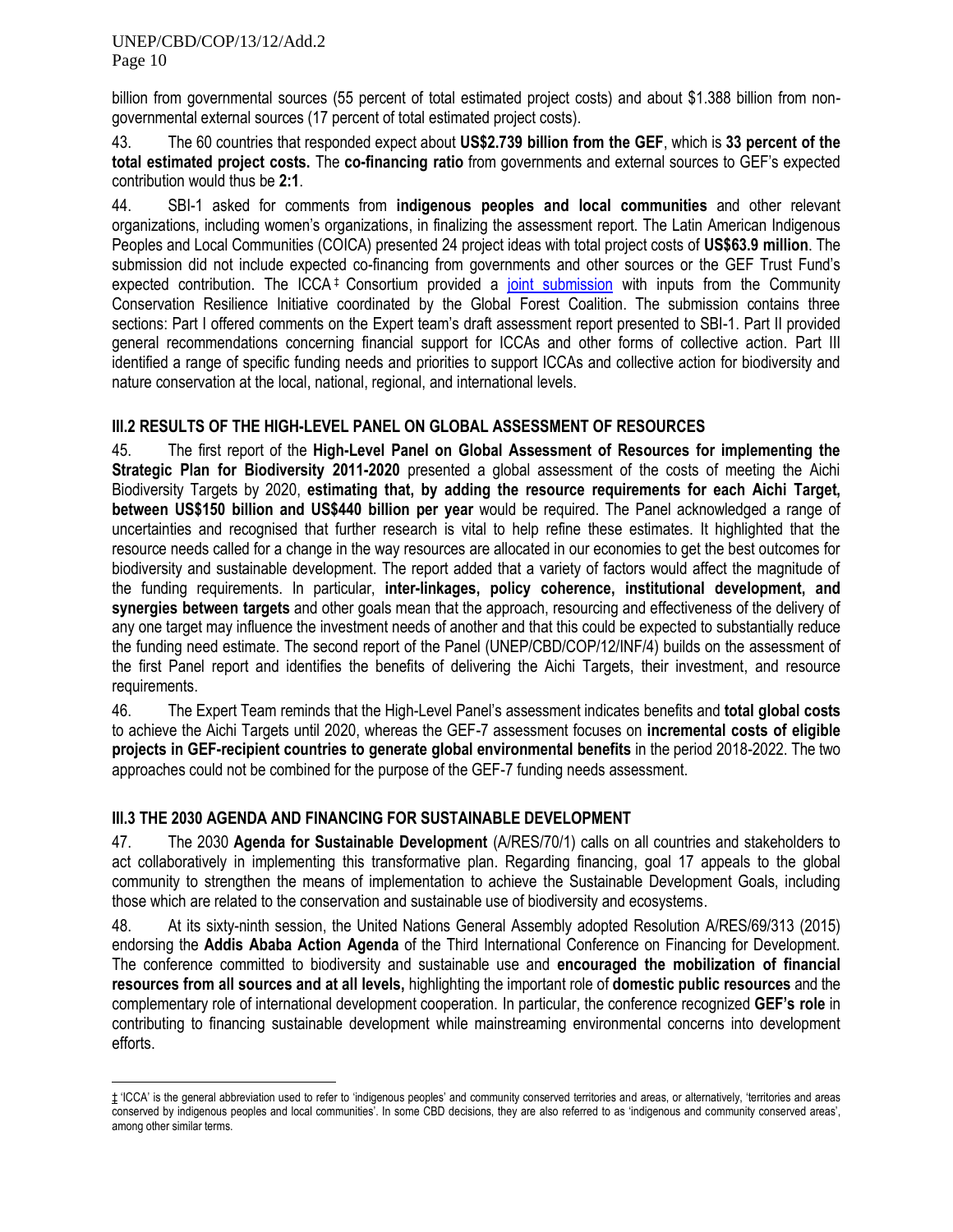billion from governmental sources (55 percent of total estimated project costs) and about $1.388 billion from non-governmental external sources (17 percent of total estimated project costs).

43. The 60 countries that responded expect about **US$2.739 billion from the GEF**, which is **33 percent of the total estimated project costs.** The **co-financing ratio** from governments and external sources to GEF's expected contribution would thus be **2:1**.

44. SBI-1 asked for comments from **indigenous peoples and local communities** and other relevant organizations, including women's organizations, in finalizing the assessment report. The Latin American Indigenous Peoples and Local Communities (COICA) presented 24 project ideas with total project costs of **US$63.9 million**. The submission did not include expected co-financing from governments and other sources or the GEF Trust Fund's expected contribution. The ICCA[‡] Consortium provided a joint submission with inputs from the Community Conservation Resilience Initiative coordinated by the Global Forest Coalition. The submission contains three sections: Part I offered comments on the Expert team's draft assessment report presented to SBI-1. Part II provided general recommendations concerning financial support for ICCAs and other forms of collective action. Part III identified a range of specific funding needs and priorities to support ICCAs and collective action for biodiversity and nature conservation at the local, national, regional, and international levels.

### III.2 RESULTS OF THE HIGH-LEVEL PANEL ON GLOBAL ASSESSMENT OF RESOURCES

45. The first report of the **High-Level Panel on Global Assessment of Resources for implementing the Strategic Plan for Biodiversity 2011-2020** presented a global assessment of the costs of meeting the Aichi Biodiversity Targets by 2020, **estimating that, by adding the resource requirements for each Aichi Target, between US$150 billion and US$440 billion per year** would be required. The Panel acknowledged a range of uncertainties and recognised that further research is vital to help refine these estimates. It highlighted that the resource needs called for a change in the way resources are allocated in our economies to get the best outcomes for biodiversity and sustainable development. The report added that a variety of factors would affect the magnitude of the funding requirements. In particular, **inter-linkages, policy coherence, institutional development, and synergies between targets** and other goals mean that the approach, resourcing and effectiveness of the delivery of any one target may influence the investment needs of another and that this could be expected to substantially reduce the funding need estimate. The second report of the Panel (UNEP/CBD/COP/12/INF/4) builds on the assessment of the first Panel report and identifies the benefits of delivering the Aichi Targets, their investment, and resource requirements.

46. The Expert Team reminds that the High-Level Panel's assessment indicates benefits and **total global costs** to achieve the Aichi Targets until 2020, whereas the GEF-7 assessment focuses on **incremental costs of eligible projects in GEF-recipient countries to generate global environmental benefits** in the period 2018-2022. The two approaches could not be combined for the purpose of the GEF-7 funding needs assessment.

### III.3 THE 2030 AGENDA AND FINANCING FOR SUSTAINABLE DEVELOPMENT

47. The 2030 **Agenda for Sustainable Development** (A/RES/70/1) calls on all countries and stakeholders to act collaboratively in implementing this transformative plan. Regarding financing, goal 17 appeals to the global community to strengthen the means of implementation to achieve the Sustainable Development Goals, including those which are related to the conservation and sustainable use of biodiversity and ecosystems.

48. At its sixty-ninth session, the United Nations General Assembly adopted Resolution A/RES/69/313 (2015) endorsing the **Addis Ababa Action Agenda** of the Third International Conference on Financing for Development. The conference committed to biodiversity and sustainable use and **encouraged the mobilization of financial resources from all sources and at all levels,** highlighting the important role of **domestic public resources** and the complementary role of international development cooperation. In particular, the conference recognized **GEF's role** in contributing to financing sustainable development while mainstreaming environmental concerns into development efforts.

---

‡ 'ICCA' is the general abbreviation used to refer to 'indigenous peoples' and community conserved territories and areas, or alternatively, 'territories and areas conserved by indigenous peoples and local communities'. In some CBD decisions, they are also referred to as 'indigenous and community conserved areas', among other similar terms.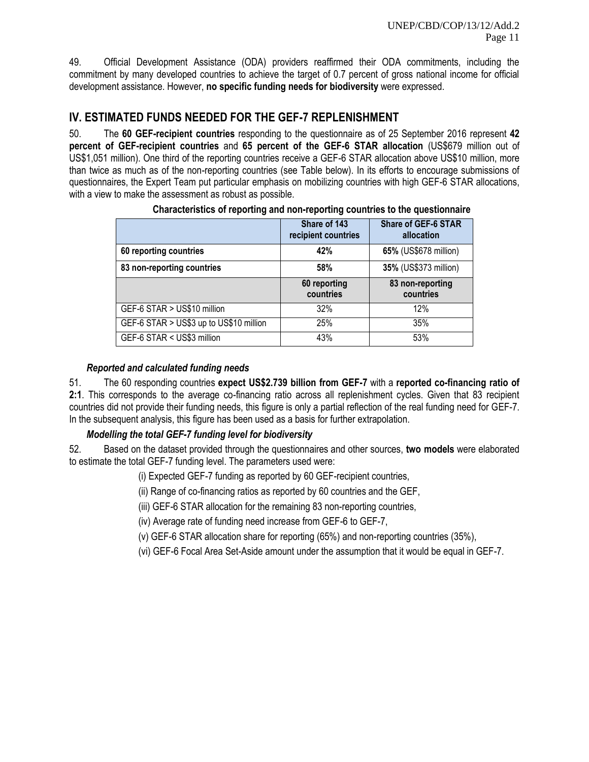49. Official Development Assistance (ODA) providers reaffirmed their ODA commitments, including the commitment by many developed countries to achieve the target of 0.7 percent of gross national income for official development assistance. However, **no specific funding needs for biodiversity** were expressed.

## IV. ESTIMATED FUNDS NEEDED FOR THE GEF-7 REPLENISHMENT

50. The **60 GEF-recipient countries** responding to the questionnaire as of 25 September 2016 represent **42 percent of GEF-recipient countries** and **65 percent of the GEF-6 STAR allocation** (US$679 million out of US$1,051 million). One third of the reporting countries receive a GEF-6 STAR allocation above US$10 million, more than twice as much as of the non-reporting countries (see Table below). In its efforts to encourage submissions of questionnaires, the Expert Team put particular emphasis on mobilizing countries with high GEF-6 STAR allocations, with a view to make the assessment as robust as possible.

**Characteristics of reporting and non-reporting countries to the questionnaire**

| | Share of 143 recipient countries | Share of GEF-6 STAR allocation |
|---|---|---|
| **60 reporting countries** | **42%** | **65%** (US$678 million) |
| **83 non-reporting countries** | **58%** | **35%** (US$373 million) |
| | **60 reporting countries** | **83 non-reporting countries** |
| GEF-6 STAR > US$10 million | 32% | 12% |
| GEF-6 STAR > US$3 up to US$10 million | 25% | 35% |
| GEF-6 STAR < US$3 million | 43% | 53% |

### *Reported and calculated funding needs*

51. The 60 responding countries **expect US$2.739 billion from GEF-7** with a **reported co-financing ratio of 2:1**. This corresponds to the average co-financing ratio across all replenishment cycles. Given that 83 recipient countries did not provide their funding needs, this figure is only a partial reflection of the real funding need for GEF-7. In the subsequent analysis, this figure has been used as a basis for further extrapolation.

### *Modelling the total GEF-7 funding level for biodiversity*

52. Based on the dataset provided through the questionnaires and other sources, **two models** were elaborated to estimate the total GEF-7 funding level. The parameters used were:

(i) Expected GEF-7 funding as reported by 60 GEF-recipient countries,

(ii) Range of co-financing ratios as reported by 60 countries and the GEF,

(iii) GEF-6 STAR allocation for the remaining 83 non-reporting countries,

(iv) Average rate of funding need increase from GEF-6 to GEF-7,

(v) GEF-6 STAR allocation share for reporting (65%) and non-reporting countries (35%),

(vi) GEF-6 Focal Area Set-Aside amount under the assumption that it would be equal in GEF-7.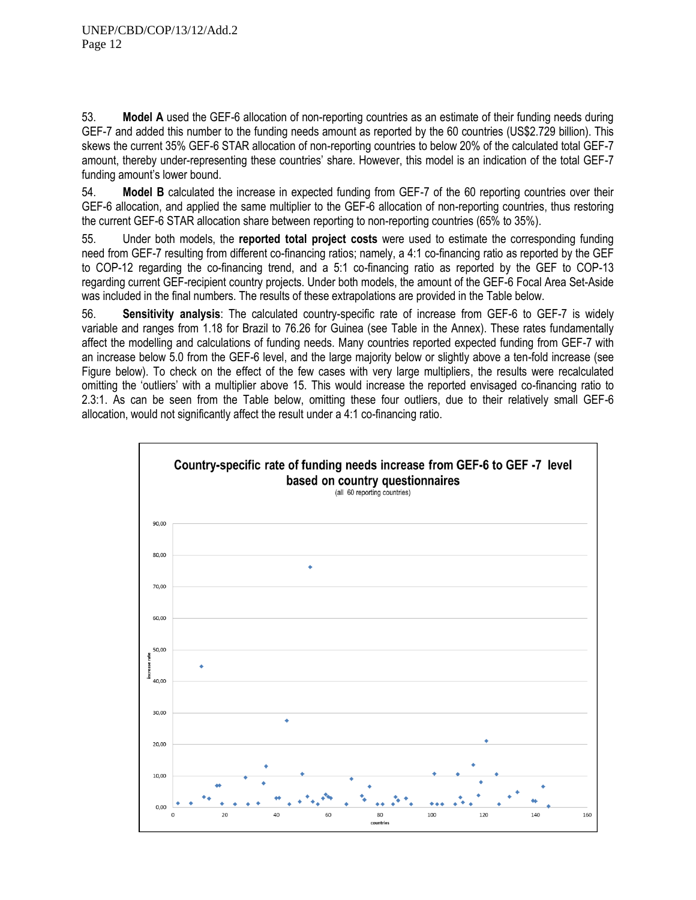53. **Model A** used the GEF-6 allocation of non-reporting countries as an estimate of their funding needs during GEF-7 and added this number to the funding needs amount as reported by the 60 countries (US$2.729 billion). This skews the current 35% GEF-6 STAR allocation of non-reporting countries to below 20% of the calculated total GEF-7 amount, thereby under-representing these countries' share. However, this model is an indication of the total GEF-7 funding amount's lower bound.

54. **Model B** calculated the increase in expected funding from GEF-7 of the 60 reporting countries over their GEF-6 allocation, and applied the same multiplier to the GEF-6 allocation of non-reporting countries, thus restoring the current GEF-6 STAR allocation share between reporting to non-reporting countries (65% to 35%).

55. Under both models, the **reported total project costs** were used to estimate the corresponding funding need from GEF-7 resulting from different co-financing ratios; namely, a 4:1 co-financing ratio as reported by the GEF to COP-12 regarding the co-financing trend, and a 5:1 co-financing ratio as reported by the GEF to COP-13 regarding current GEF-recipient country projects. Under both models, the amount of the GEF-6 Focal Area Set-Aside was included in the final numbers. The results of these extrapolations are provided in the Table below.

56. **Sensitivity analysis**: The calculated country-specific rate of increase from GEF-6 to GEF-7 is widely variable and ranges from 1.18 for Brazil to 76.26 for Guinea (see Table in the Annex). These rates fundamentally affect the modelling and calculations of funding needs. Many countries reported expected funding from GEF-7 with an increase below 5.0 from the GEF-6 level, and the large majority below or slightly above a ten-fold increase (see Figure below). To check on the effect of the few cases with very large multipliers, the results were recalculated omitting the 'outliers' with a multiplier above 15. This would increase the reported envisaged co-financing ratio to 2.3:1. As can be seen from the Table below, omitting these four outliers, due to their relatively small GEF-6 allocation, would not significantly affect the result under a 4:1 co-financing ratio.

**Country-specific rate of funding needs increase from GEF-6 to GEF -7 level based on country questionnaires**
(all 60 reporting countries)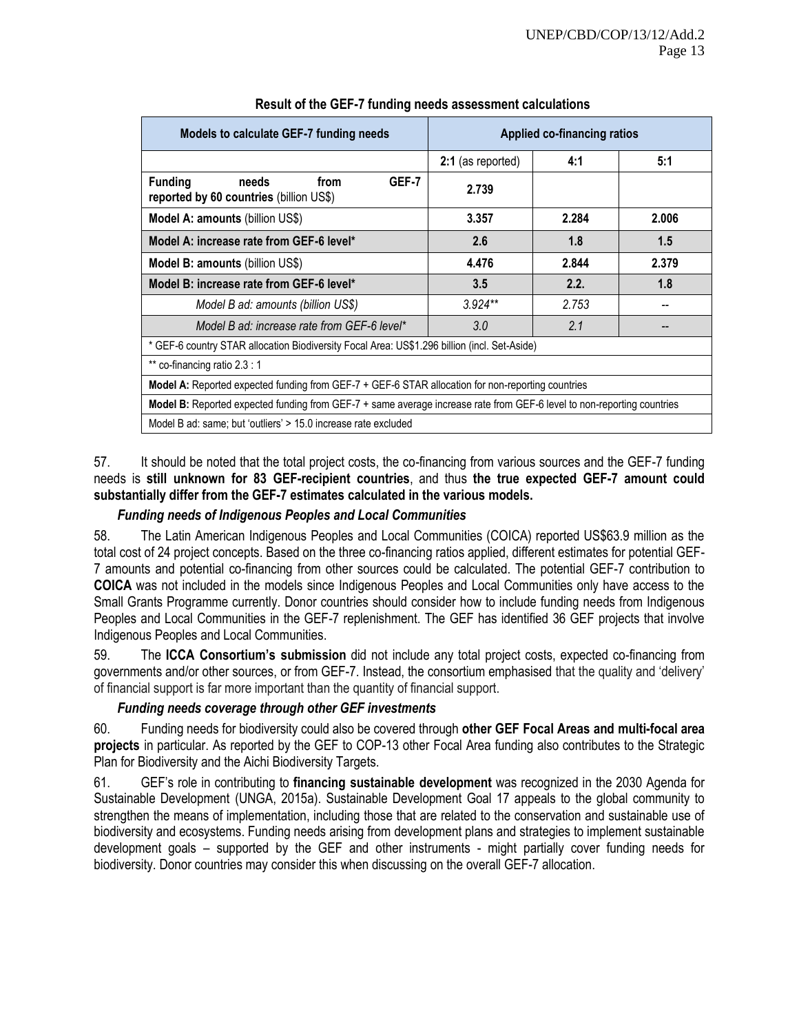**Result of the GEF-7 funding needs assessment calculations**

| Models to calculate GEF-7 funding needs | Applied co-financing ratios | | |
|---|---|---|---|
| | **2:1** (as reported) | **4:1** | **5:1** |
| **Funding needs from GEF-7 reported by 60 countries** (billion US$) | **2.739** | | |
| **Model A: amounts** (billion US$) | **3.357** | **2.284** | **2.006** |
| **Model A: increase rate from GEF-6 level*** | **2.6** | **1.8** | **1.5** |
| **Model B: amounts** (billion US$) | **4.476** | **2.844** | **2.379** |
| **Model B: increase rate from GEF-6 level*** | **3.5** | **2.2.** | **1.8** |
| *Model B ad: amounts (billion US$)* | *3.924*** | *2.753* | -- |
| *Model B ad: increase rate from GEF-6 level** | *3.0* | *2.1* | -- |
| * GEF-6 country STAR allocation Biodiversity Focal Area: US$1.296 billion (incl. Set-Aside) | | | |
| ** co-financing ratio 2.3 : 1 | | | |
| **Model A:** Reported expected funding from GEF-7 + GEF-6 STAR allocation for non-reporting countries | | | |
| **Model B:** Reported expected funding from GEF-7 + same average increase rate from GEF-6 level to non-reporting countries | | | |
| Model B ad: same; but 'outliers' > 15.0 increase rate excluded | | | |

57. It should be noted that the total project costs, the co-financing from various sources and the GEF-7 funding needs is **still unknown for 83 GEF-recipient countries**, and thus **the true expected GEF-7 amount could substantially differ from the GEF-7 estimates calculated in the various models.**

### *Funding needs of Indigenous Peoples and Local Communities*

58. The Latin American Indigenous Peoples and Local Communities (COICA) reported US$63.9 million as the total cost of 24 project concepts. Based on the three co-financing ratios applied, different estimates for potential GEF-7 amounts and potential co-financing from other sources could be calculated. The potential GEF-7 contribution to **COICA** was not included in the models since Indigenous Peoples and Local Communities only have access to the Small Grants Programme currently. Donor countries should consider how to include funding needs from Indigenous Peoples and Local Communities in the GEF-7 replenishment. The GEF has identified 36 GEF projects that involve Indigenous Peoples and Local Communities.

59. The **ICCA Consortium's submission** did not include any total project costs, expected co-financing from governments and/or other sources, or from GEF-7. Instead, the consortium emphasised that the quality and 'delivery' of financial support is far more important than the quantity of financial support.

### *Funding needs coverage through other GEF investments*

60. Funding needs for biodiversity could also be covered through **other GEF Focal Areas and multi-focal area projects** in particular. As reported by the GEF to COP-13 other Focal Area funding also contributes to the Strategic Plan for Biodiversity and the Aichi Biodiversity Targets.

61. GEF's role in contributing to **financing sustainable development** was recognized in the 2030 Agenda for Sustainable Development (UNGA, 2015a). Sustainable Development Goal 17 appeals to the global community to strengthen the means of implementation, including those that are related to the conservation and sustainable use of biodiversity and ecosystems. Funding needs arising from development plans and strategies to implement sustainable development goals – supported by the GEF and other instruments - might partially cover funding needs for biodiversity. Donor countries may consider this when discussing on the overall GEF-7 allocation.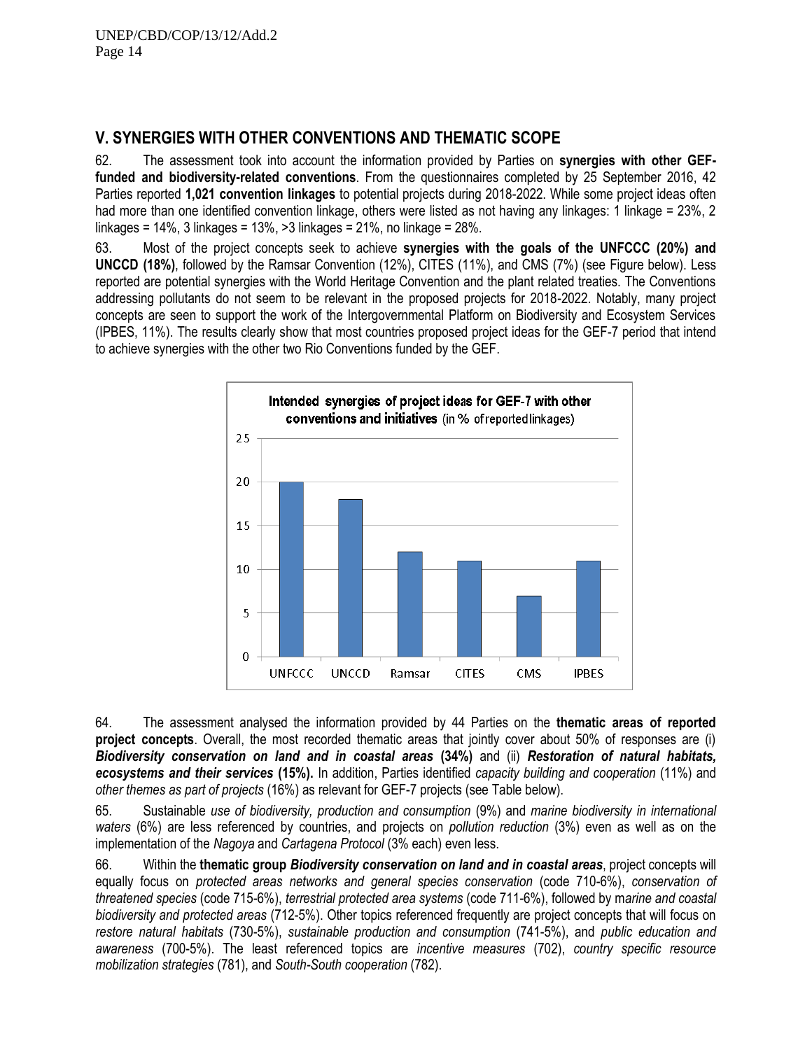## V. SYNERGIES WITH OTHER CONVENTIONS AND THEMATIC SCOPE

62. The assessment took into account the information provided by Parties on **synergies with other GEF-funded and biodiversity-related conventions**. From the questionnaires completed by 25 September 2016, 42 Parties reported **1,021 convention linkages** to potential projects during 2018-2022. While some project ideas often had more than one identified convention linkage, others were listed as not having any linkages: 1 linkage = 23%, 2 linkages = 14%, 3 linkages = 13%, >3 linkages = 21%, no linkage = 28%.

63. Most of the project concepts seek to achieve **synergies with the goals of the UNFCCC (20%) and UNCCD (18%)**, followed by the Ramsar Convention (12%), CITES (11%), and CMS (7%) (see Figure below). Less reported are potential synergies with the World Heritage Convention and the plant related treaties. The Conventions addressing pollutants do not seem to be relevant in the proposed projects for 2018-2022. Notably, many project concepts are seen to support the work of the Intergovernmental Platform on Biodiversity and Ecosystem Services (IPBES, 11%). The results clearly show that most countries proposed project ideas for the GEF-7 period that intend to achieve synergies with the other two Rio Conventions funded by the GEF.

**Intended synergies of project ideas for GEF-7 with other conventions and initiatives** (in % of reported linkages)

| UNFCCC | UNCCD | Ramsar | CITES | CMS | IPBES |
|---|---|---|---|---|---|
| 20 | 18 | 12 | 11 | 7 | 11 |

64. The assessment analysed the information provided by 44 Parties on the **thematic areas of reported project concepts**. Overall, the most recorded thematic areas that jointly cover about 50% of responses are (i) ***Biodiversity conservation on land and in coastal areas*** **(34%)** and (ii) ***Restoration of natural habitats, ecosystems and their services*** **(15%).** In addition, Parties identified *capacity building and cooperation* (11%) and *other themes as part of projects* (16%) as relevant for GEF-7 projects (see Table below).

65. Sustainable *use of biodiversity, production and consumption* (9%) and *marine biodiversity in international waters* (6%) are less referenced by countries, and projects on *pollution reduction* (3%) even as well as on the implementation of the *Nagoya* and *Cartagena Protocol* (3% each) even less.

66. Within the **thematic group** ***Biodiversity conservation on land and in coastal areas***, project concepts will equally focus on *protected areas networks and general species conservation* (code 710-6%), *conservation of threatened species* (code 715-6%), *terrestrial protected area systems* (code 711-6%), followed by m*arine and coastal biodiversity and protected areas* (712-5%). Other topics referenced frequently are project concepts that will focus on *restore natural habitats* (730-5%), *sustainable production and consumption* (741-5%), and *public education and awareness* (700-5%). The least referenced topics are *incentive measures* (702), *country specific resource mobilization strategies* (781), and *South-South cooperation* (782).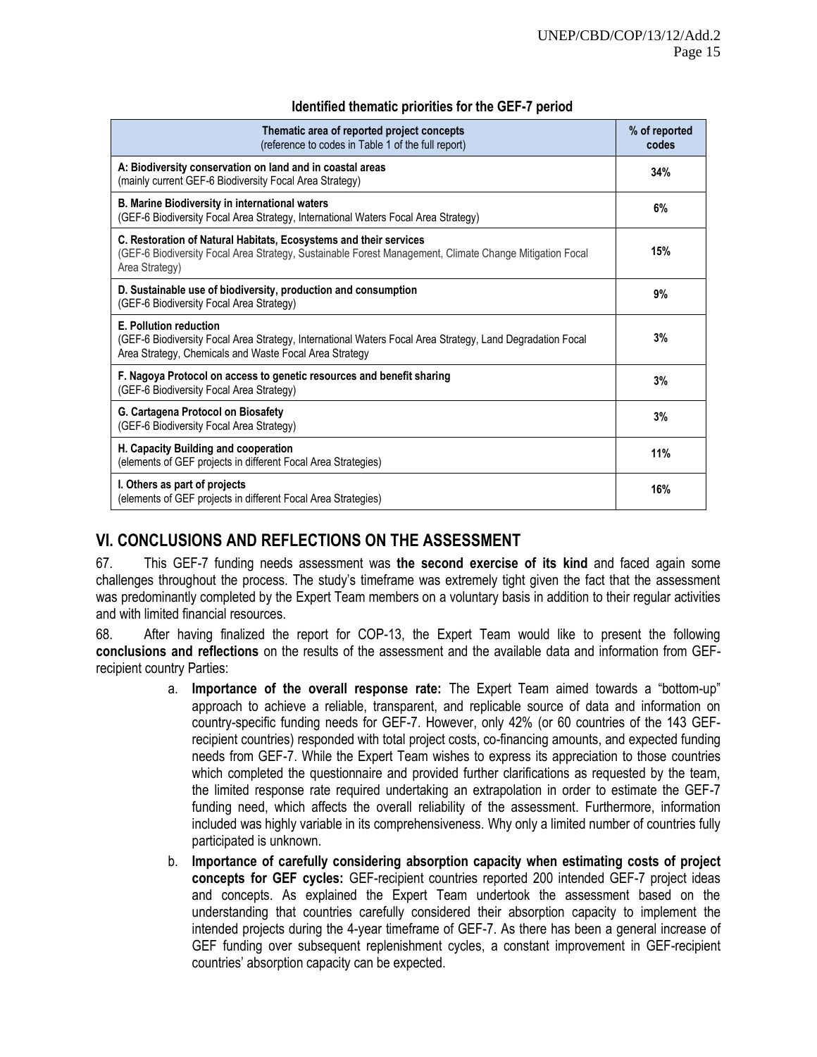**Identified thematic priorities for the GEF-7 period**

| Thematic area of reported project concepts<br>(reference to codes in Table 1 of the full report) | % of reported codes |
|---|---|
| **A: Biodiversity conservation on land and in coastal areas**<br>(mainly current GEF-6 Biodiversity Focal Area Strategy) | **34%** |
| **B. Marine Biodiversity in international waters**<br>(GEF-6 Biodiversity Focal Area Strategy, International Waters Focal Area Strategy) | **6%** |
| **C. Restoration of Natural Habitats, Ecosystems and their services**<br>(GEF-6 Biodiversity Focal Area Strategy, Sustainable Forest Management, Climate Change Mitigation Focal Area Strategy) | **15%** |
| **D. Sustainable use of biodiversity, production and consumption**<br>(GEF-6 Biodiversity Focal Area Strategy) | **9%** |
| **E. Pollution reduction**<br>(GEF-6 Biodiversity Focal Area Strategy, International Waters Focal Area Strategy, Land Degradation Focal Area Strategy, Chemicals and Waste Focal Area Strategy | **3%** |
| **F. Nagoya Protocol on access to genetic resources and benefit sharing**<br>(GEF-6 Biodiversity Focal Area Strategy) | **3%** |
| **G. Cartagena Protocol on Biosafety**<br>(GEF-6 Biodiversity Focal Area Strategy) | **3%** |
| **H. Capacity Building and cooperation**<br>(elements of GEF projects in different Focal Area Strategies) | **11%** |
| **I. Others as part of projects**<br>(elements of GEF projects in different Focal Area Strategies) | **16%** |

## VI. CONCLUSIONS AND REFLECTIONS ON THE ASSESSMENT

67. This GEF-7 funding needs assessment was **the second exercise of its kind** and faced again some challenges throughout the process. The study's timeframe was extremely tight given the fact that the assessment was predominantly completed by the Expert Team members on a voluntary basis in addition to their regular activities and with limited financial resources.

68. After having finalized the report for COP-13, the Expert Team would like to present the following **conclusions and reflections** on the results of the assessment and the available data and information from GEF-recipient country Parties:

a. **Importance of the overall response rate:** The Expert Team aimed towards a "bottom-up" approach to achieve a reliable, transparent, and replicable source of data and information on country-specific funding needs for GEF-7. However, only 42% (or 60 countries of the 143 GEF-recipient countries) responded with total project costs, co-financing amounts, and expected funding needs from GEF-7. While the Expert Team wishes to express its appreciation to those countries which completed the questionnaire and provided further clarifications as requested by the team, the limited response rate required undertaking an extrapolation in order to estimate the GEF-7 funding need, which affects the overall reliability of the assessment. Furthermore, information included was highly variable in its comprehensiveness. Why only a limited number of countries fully participated is unknown.

b. **Importance of carefully considering absorption capacity when estimating costs of project concepts for GEF cycles:** GEF-recipient countries reported 200 intended GEF-7 project ideas and concepts. As explained the Expert Team undertook the assessment based on the understanding that countries carefully considered their absorption capacity to implement the intended projects during the 4-year timeframe of GEF-7. As there has been a general increase of GEF funding over subsequent replenishment cycles, a constant improvement in GEF-recipient countries' absorption capacity can be expected.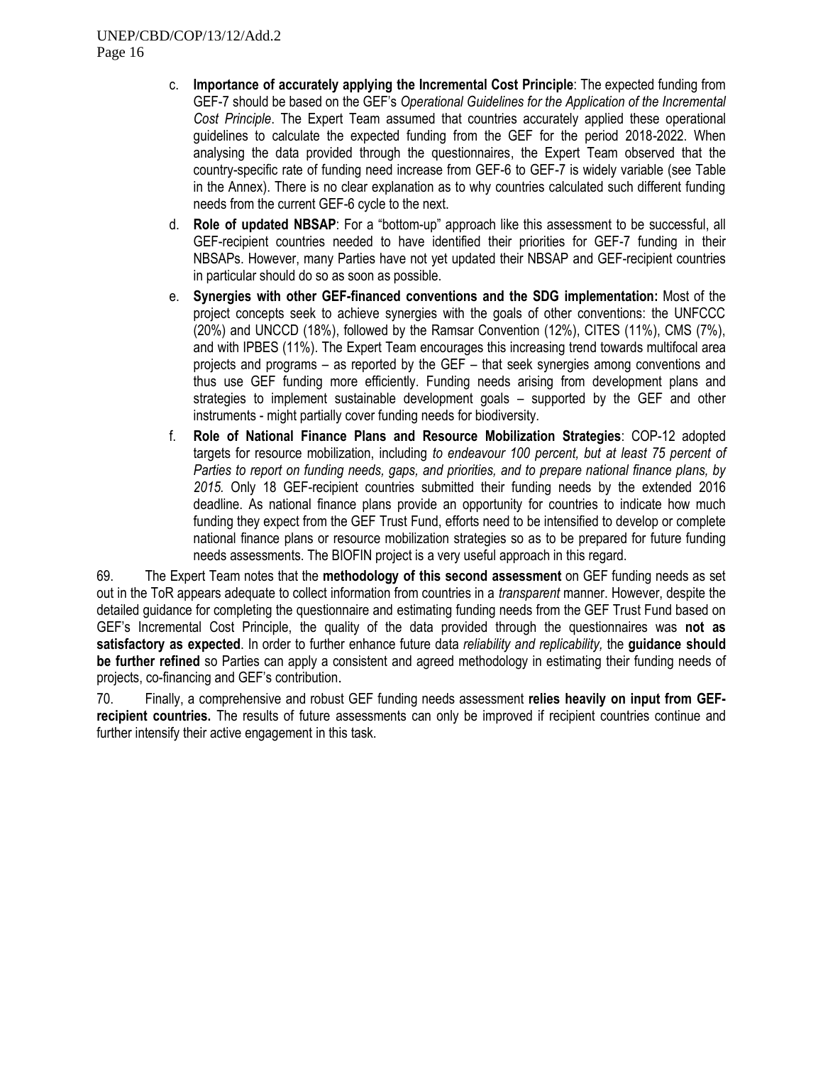c. **Importance of accurately applying the Incremental Cost Principle**: The expected funding from GEF-7 should be based on the GEF's *Operational Guidelines for the Application of the Incremental Cost Principle*. The Expert Team assumed that countries accurately applied these operational guidelines to calculate the expected funding from the GEF for the period 2018-2022. When analysing the data provided through the questionnaires, the Expert Team observed that the country-specific rate of funding need increase from GEF-6 to GEF-7 is widely variable (see Table in the Annex). There is no clear explanation as to why countries calculated such different funding needs from the current GEF-6 cycle to the next.

d. **Role of updated NBSAP**: For a "bottom-up" approach like this assessment to be successful, all GEF-recipient countries needed to have identified their priorities for GEF-7 funding in their NBSAPs. However, many Parties have not yet updated their NBSAP and GEF-recipient countries in particular should do so as soon as possible.

e. **Synergies with other GEF-financed conventions and the SDG implementation:** Most of the project concepts seek to achieve synergies with the goals of other conventions: the UNFCCC (20%) and UNCCD (18%), followed by the Ramsar Convention (12%), CITES (11%), CMS (7%), and with IPBES (11%). The Expert Team encourages this increasing trend towards multifocal area projects and programs – as reported by the GEF – that seek synergies among conventions and thus use GEF funding more efficiently. Funding needs arising from development plans and strategies to implement sustainable development goals – supported by the GEF and other instruments - might partially cover funding needs for biodiversity.

f. **Role of National Finance Plans and Resource Mobilization Strategies**: COP-12 adopted targets for resource mobilization, including *to endeavour 100 percent, but at least 75 percent of Parties to report on funding needs, gaps, and priorities, and to prepare national finance plans, by 2015.* Only 18 GEF-recipient countries submitted their funding needs by the extended 2016 deadline. As national finance plans provide an opportunity for countries to indicate how much funding they expect from the GEF Trust Fund, efforts need to be intensified to develop or complete national finance plans or resource mobilization strategies so as to be prepared for future funding needs assessments. The BIOFIN project is a very useful approach in this regard.

69. The Expert Team notes that the **methodology of this second assessment** on GEF funding needs as set out in the ToR appears adequate to collect information from countries in a *transparent* manner. However, despite the detailed guidance for completing the questionnaire and estimating funding needs from the GEF Trust Fund based on GEF's Incremental Cost Principle, the quality of the data provided through the questionnaires was **not as satisfactory as expected**. In order to further enhance future data *reliability and replicability,* the **guidance should be further refined** so Parties can apply a consistent and agreed methodology in estimating their funding needs of projects, co-financing and GEF's contribution.

70. Finally, a comprehensive and robust GEF funding needs assessment **relies heavily on input from GEF-recipient countries.** The results of future assessments can only be improved if recipient countries continue and further intensify their active engagement in this task.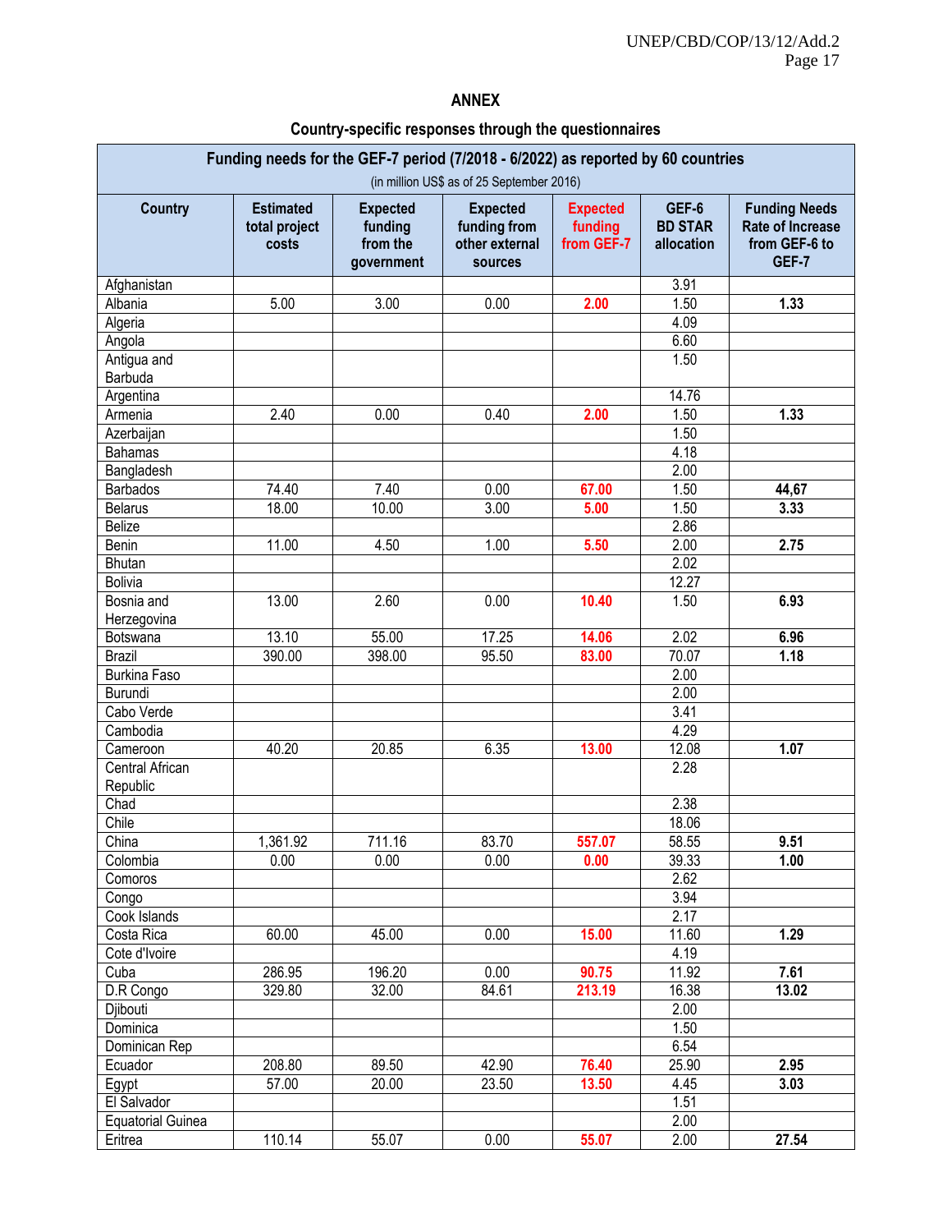## ANNEX

### Country-specific responses through the questionnaires

| Funding needs for the GEF-7 period (7/2018 - 6/2022) as reported by 60 countries (in million US$ as of 25 September 2016) | | | | | | |
|---|---|---|---|---|---|---|
| **Country** | **Estimated total project costs** | **Expected funding from the government** | **Expected funding from other external sources** | **Expected funding from GEF-7** | **GEF-6 BD STAR allocation** | **Funding Needs Rate of Increase from GEF-6 to GEF-7** |
| Afghanistan | | | | | 3.91 | |
| Albania | 5.00 | 3.00 | 0.00 | **2.00** | 1.50 | **1.33** |
| Algeria | | | | | 4.09 | |
| Angola | | | | | 6.60 | |
| Antigua and Barbuda | | | | | 1.50 | |
| Argentina | | | | | 14.76 | |
| Armenia | 2.40 | 0.00 | 0.40 | **2.00** | 1.50 | **1.33** |
| Azerbaijan | | | | | 1.50 | |
| Bahamas | | | | | 4.18 | |
| Bangladesh | | | | | 2.00 | |
| Barbados | 74.40 | 7.40 | 0.00 | **67.00** | 1.50 | **44,67** |
| Belarus | 18.00 | 10.00 | 3.00 | **5.00** | 1.50 | **3.33** |
| Belize | | | | | 2.86 | |
| Benin | 11.00 | 4.50 | 1.00 | **5.50** | 2.00 | **2.75** |
| Bhutan | | | | | 2.02 | |
| Bolivia | | | | | 12.27 | |
| Bosnia and Herzegovina | 13.00 | 2.60 | 0.00 | **10.40** | 1.50 | **6.93** |
| Botswana | 13.10 | 55.00 | 17.25 | **14.06** | 2.02 | **6.96** |
| Brazil | 390.00 | 398.00 | 95.50 | **83.00** | 70.07 | **1.18** |
| Burkina Faso | | | | | 2.00 | |
| Burundi | | | | | 2.00 | |
| Cabo Verde | | | | | 3.41 | |
| Cambodia | | | | | 4.29 | |
| Cameroon | 40.20 | 20.85 | 6.35 | **13.00** | 12.08 | **1.07** |
| Central African Republic | | | | | 2.28 | |
| Chad | | | | | 2.38 | |
| Chile | | | | | 18.06 | |
| China | 1,361.92 | 711.16 | 83.70 | **557.07** | 58.55 | **9.51** |
| Colombia | 0.00 | 0.00 | 0.00 | **0.00** | 39.33 | **1.00** |
| Comoros | | | | | 2.62 | |
| Congo | | | | | 3.94 | |
| Cook Islands | | | | | 2.17 | |
| Costa Rica | 60.00 | 45.00 | 0.00 | **15.00** | 11.60 | **1.29** |
| Cote d'Ivoire | | | | | 4.19 | |
| Cuba | 286.95 | 196.20 | 0.00 | **90.75** | 11.92 | **7.61** |
| D.R Congo | 329.80 | 32.00 | 84.61 | **213.19** | 16.38 | **13.02** |
| Djibouti | | | | | 2.00 | |
| Dominica | | | | | 1.50 | |
| Dominican Rep | | | | | 6.54 | |
| Ecuador | 208.80 | 89.50 | 42.90 | **76.40** | 25.90 | **2.95** |
| Egypt | 57.00 | 20.00 | 23.50 | **13.50** | 4.45 | **3.03** |
| El Salvador | | | | | 1.51 | |
| Equatorial Guinea | | | | | 2.00 | |
| Eritrea | 110.14 | 55.07 | 0.00 | **55.07** | 2.00 | **27.54** |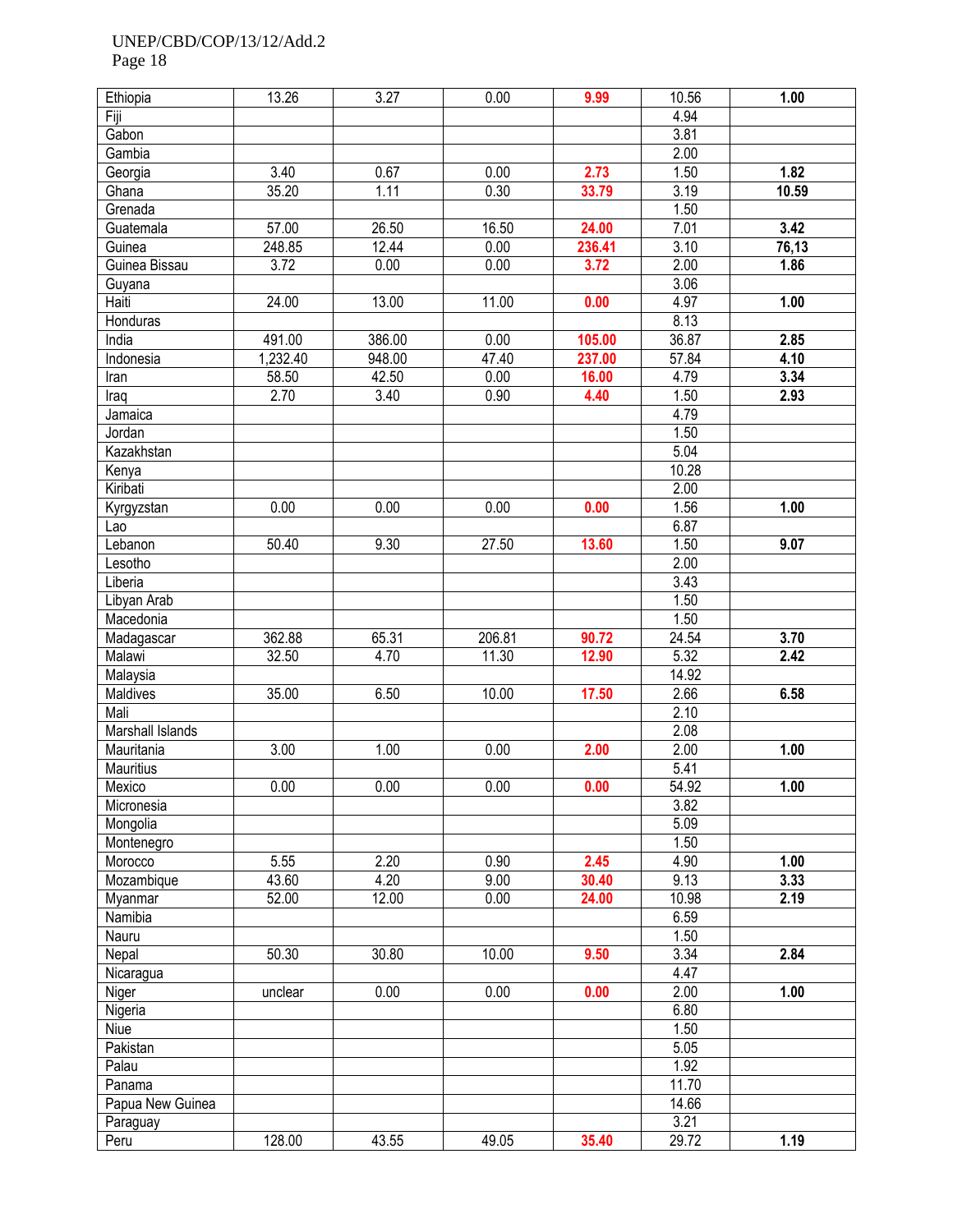| | | | | | | |
|---|---|---|---|---|---|---|
| Ethiopia | 13.26 | 3.27 | 0.00 | **9.99** | 10.56 | **1.00** |
| Fiji | | | | | 4.94 | |
| Gabon | | | | | 3.81 | |
| Gambia | | | | | 2.00 | |
| Georgia | 3.40 | 0.67 | 0.00 | **2.73** | 1.50 | **1.82** |
| Ghana | 35.20 | 1.11 | 0.30 | **33.79** | 3.19 | **10.59** |
| Grenada | | | | | 1.50 | |
| Guatemala | 57.00 | 26.50 | 16.50 | **24.00** | 7.01 | **3.42** |
| Guinea | 248.85 | 12.44 | 0.00 | **236.41** | 3.10 | **76,13** |
| Guinea Bissau | 3.72 | 0.00 | 0.00 | **3.72** | 2.00 | **1.86** |
| Guyana | | | | | 3.06 | |
| Haiti | 24.00 | 13.00 | 11.00 | **0.00** | 4.97 | **1.00** |
| Honduras | | | | | 8.13 | |
| India | 491.00 | 386.00 | 0.00 | **105.00** | 36.87 | **2.85** |
| Indonesia | 1,232.40 | 948.00 | 47.40 | **237.00** | 57.84 | **4.10** |
| Iran | 58.50 | 42.50 | 0.00 | **16.00** | 4.79 | **3.34** |
| Iraq | 2.70 | 3.40 | 0.90 | **4.40** | 1.50 | **2.93** |
| Jamaica | | | | | 4.79 | |
| Jordan | | | | | 1.50 | |
| Kazakhstan | | | | | 5.04 | |
| Kenya | | | | | 10.28 | |
| Kiribati | | | | | 2.00 | |
| Kyrgyzstan | 0.00 | 0.00 | 0.00 | **0.00** | 1.56 | **1.00** |
| Lao | | | | | 6.87 | |
| Lebanon | 50.40 | 9.30 | 27.50 | **13.60** | 1.50 | **9.07** |
| Lesotho | | | | | 2.00 | |
| Liberia | | | | | 3.43 | |
| Libyan Arab | | | | | 1.50 | |
| Macedonia | | | | | 1.50 | |
| Madagascar | 362.88 | 65.31 | 206.81 | **90.72** | 24.54 | **3.70** |
| Malawi | 32.50 | 4.70 | 11.30 | **12.90** | 5.32 | **2.42** |
| Malaysia | | | | | 14.92 | |
| Maldives | 35.00 | 6.50 | 10.00 | **17.50** | 2.66 | **6.58** |
| Mali | | | | | 2.10 | |
| Marshall Islands | | | | | 2.08 | |
| Mauritania | 3.00 | 1.00 | 0.00 | **2.00** | 2.00 | **1.00** |
| Mauritius | | | | | 5.41 | |
| Mexico | 0.00 | 0.00 | 0.00 | **0.00** | 54.92 | **1.00** |
| Micronesia | | | | | 3.82 | |
| Mongolia | | | | | 5.09 | |
| Montenegro | | | | | 1.50 | |
| Morocco | 5.55 | 2.20 | 0.90 | **2.45** | 4.90 | **1.00** |
| Mozambique | 43.60 | 4.20 | 9.00 | **30.40** | 9.13 | **3.33** |
| Myanmar | 52.00 | 12.00 | 0.00 | **24.00** | 10.98 | **2.19** |
| Namibia | | | | | 6.59 | |
| Nauru | | | | | 1.50 | |
| Nepal | 50.30 | 30.80 | 10.00 | **9.50** | 3.34 | **2.84** |
| Nicaragua | | | | | 4.47 | |
| Niger | unclear | 0.00 | 0.00 | **0.00** | 2.00 | **1.00** |
| Nigeria | | | | | 6.80 | |
| Niue | | | | | 1.50 | |
| Pakistan | | | | | 5.05 | |
| Palau | | | | | 1.92 | |
| Panama | | | | | 11.70 | |
| Papua New Guinea | | | | | 14.66 | |
| Paraguay | | | | | 3.21 | |
| Peru | 128.00 | 43.55 | 49.05 | **35.40** | 29.72 | **1.19** |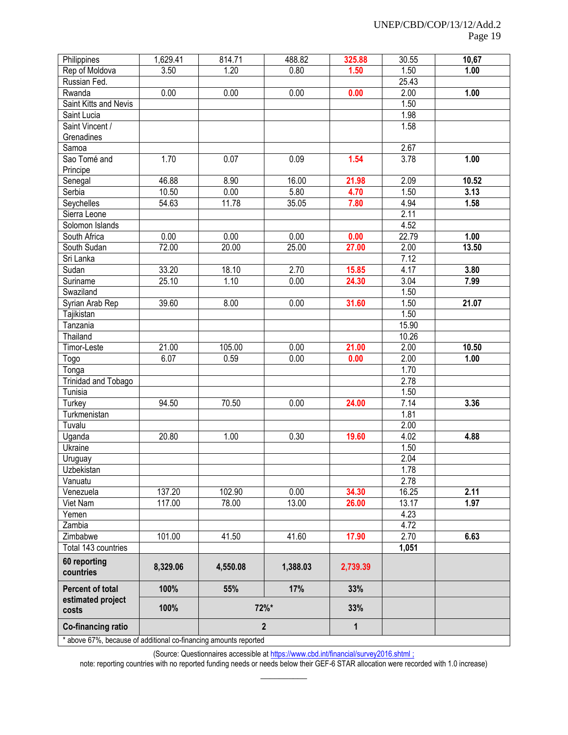| | | | | | | |
|---|---|---|---|---|---|---|
| Philippines | 1,629.41 | 814.71 | 488.82 | **325.88** | 30.55 | **10,67** |
| Rep of Moldova | 3.50 | 1.20 | 0.80 | **1.50** | 1.50 | **1.00** |
| Russian Fed. | | | | | 25.43 | |
| Rwanda | 0.00 | 0.00 | 0.00 | **0.00** | 2.00 | **1.00** |
| Saint Kitts and Nevis | | | | | 1.50 | |
| Saint Lucia | | | | | 1.98 | |
| Saint Vincent / Grenadines | | | | | 1.58 | |
| Samoa | | | | | 2.67 | |
| Sao Tomé and Principe | 1.70 | 0.07 | 0.09 | **1.54** | 3.78 | **1.00** |
| Senegal | 46.88 | 8.90 | 16.00 | **21.98** | 2.09 | **10.52** |
| Serbia | 10.50 | 0.00 | 5.80 | **4.70** | 1.50 | **3.13** |
| Seychelles | 54.63 | 11.78 | 35.05 | **7.80** | 4.94 | **1.58** |
| Sierra Leone | | | | | 2.11 | |
| Solomon Islands | | | | | 4.52 | |
| South Africa | 0.00 | 0.00 | 0.00 | **0.00** | 22.79 | **1.00** |
| South Sudan | 72.00 | 20.00 | 25.00 | **27.00** | 2.00 | **13.50** |
| Sri Lanka | | | | | 7.12 | |
| Sudan | 33.20 | 18.10 | 2.70 | **15.85** | 4.17 | **3.80** |
| Suriname | 25.10 | 1.10 | 0.00 | **24.30** | 3.04 | **7.99** |
| Swaziland | | | | | 1.50 | |
| Syrian Arab Rep | 39.60 | 8.00 | 0.00 | **31.60** | 1.50 | **21.07** |
| Tajikistan | | | | | 1.50 | |
| Tanzania | | | | | 15.90 | |
| Thailand | | | | | 10.26 | |
| Timor-Leste | 21.00 | 105.00 | 0.00 | **21.00** | 2.00 | **10.50** |
| Togo | 6.07 | 0.59 | 0.00 | **0.00** | 2.00 | **1.00** |
| Tonga | | | | | 1.70 | |
| Trinidad and Tobago | | | | | 2.78 | |
| Tunisia | | | | | 1.50 | |
| Turkey | 94.50 | 70.50 | 0.00 | **24.00** | 7.14 | **3.36** |
| Turkmenistan | | | | | 1.81 | |
| Tuvalu | | | | | 2.00 | |
| Uganda | 20.80 | 1.00 | 0.30 | **19.60** | 4.02 | **4.88** |
| Ukraine | | | | | 1.50 | |
| Uruguay | | | | | 2.04 | |
| Uzbekistan | | | | | 1.78 | |
| Vanuatu | | | | | 2.78 | |
| Venezuela | 137.20 | 102.90 | 0.00 | **34.30** | 16.25 | **2.11** |
| Viet Nam | 117.00 | 78.00 | 13.00 | **26.00** | 13.17 | **1.97** |
| Yemen | | | | | 4.23 | |
| Zambia | | | | | 4.72 | |
| Zimbabwe | 101.00 | 41.50 | 41.60 | **17.90** | 2.70 | **6.63** |
| Total 143 countries | | | | | **1,051** | |
| **60 reporting countries** | **8,329.06** | **4,550.08** | **1,388.03** | **2,739.39** | | |
| **Percent of total estimated project costs** | **100%** | **55%** | **17%** | **33%** | | |
| | **100%** | **72%*** | | **33%** | | |
| **Co-financing ratio** | | **2** | | **1** | | |
| * above 67%, because of additional co-financing amounts reported | | | | | | |

(Source: Questionnaires accessible at https://www.cbd.int/financial/survey2016.shtml ;
note: reporting countries with no reported funding needs or needs below their GEF-6 STAR allocation were recorded with 1.0 increase)

__________